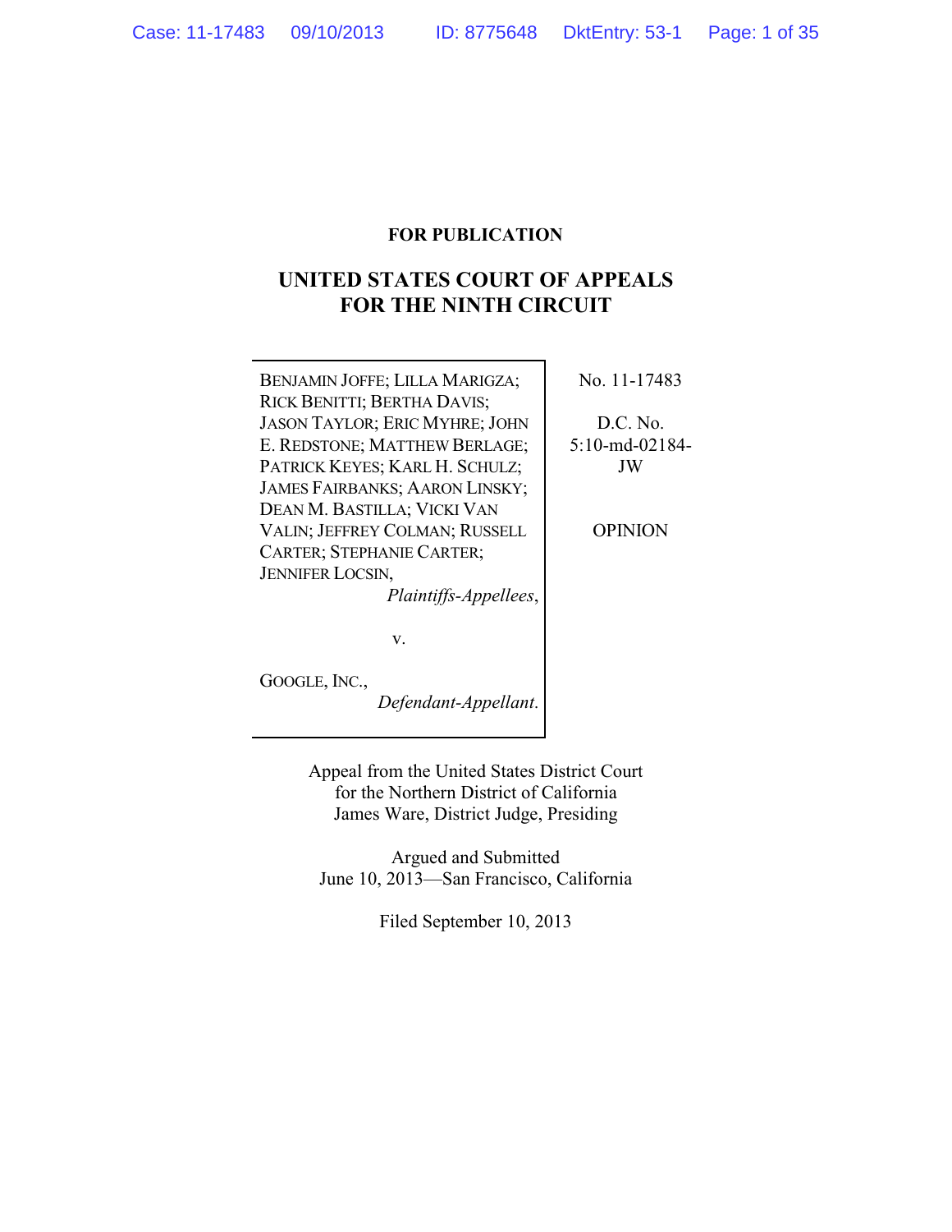**FOR PUBLICATION**

# UNITED STATES COURT OF APPEALS FOR THE NINTH CIRCUIT

| | |
|---|---|
| BENJAMIN JOFFE; LILLA MARIGZA; RICK BENITTI; BERTHA DAVIS; JASON TAYLOR; ERIC MYHRE; JOHN E. REDSTONE; MATTHEW BERLAGE; PATRICK KEYES; KARL H. SCHULZ; JAMES FAIRBANKS; AARON LINSKY; DEAN M. BASTILLA; VICKI VAN VALIN; JEFFREY COLMAN; RUSSELL CARTER; STEPHANIE CARTER; JENNIFER LOCSIN, *Plaintiffs-Appellees*, | No. 11-17483 |
| v. | D.C. No. 5:10-md-02184-JW |
| GOOGLE, INC., *Defendant-Appellant*. | OPINION |

Appeal from the United States District Court for the Northern District of California
James Ware, District Judge, Presiding

Argued and Submitted
June 10, 2013—San Francisco, California

Filed September 10, 2013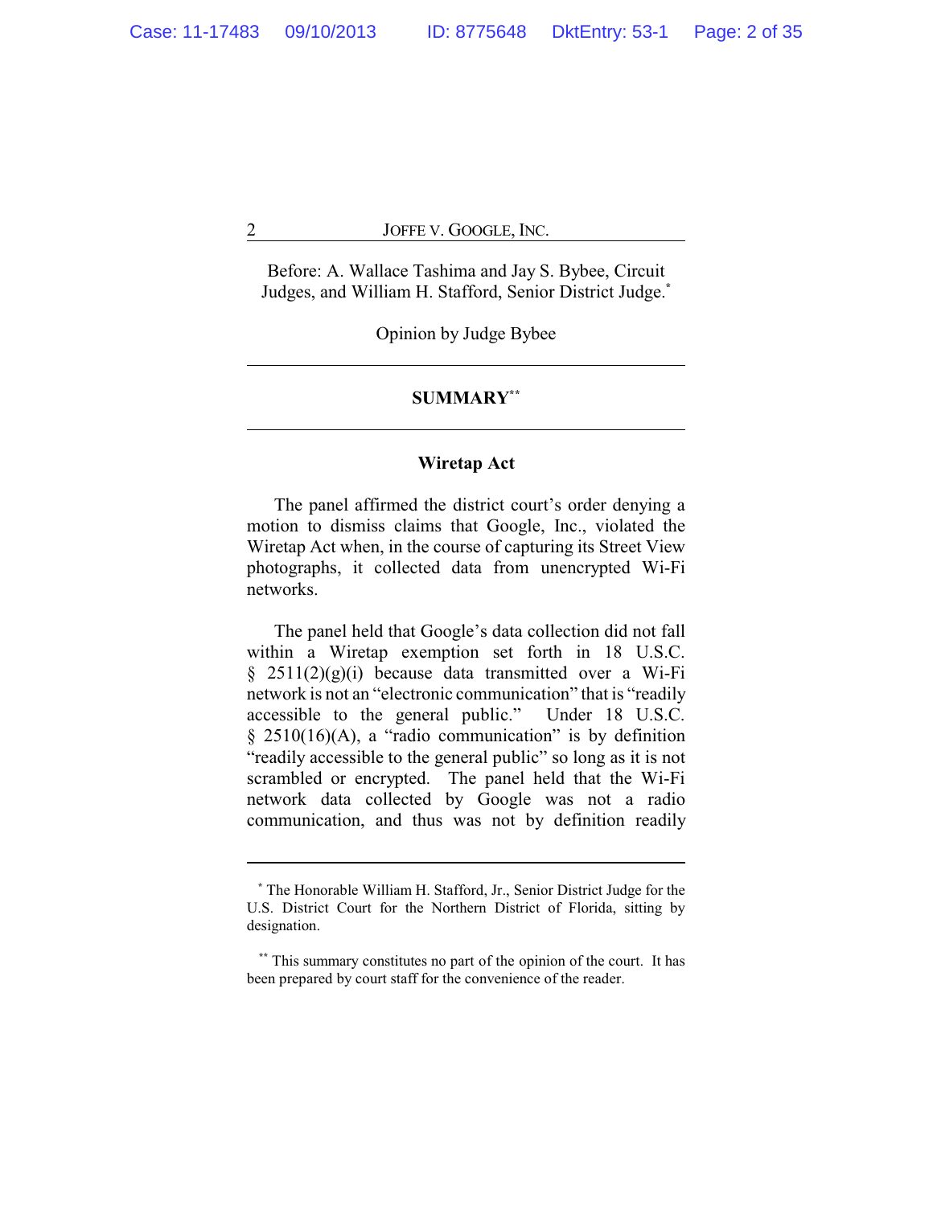Before: A. Wallace Tashima and Jay S. Bybee, Circuit Judges, and William H. Stafford, Senior District Judge.*

Opinion by Judge Bybee

---

## SUMMARY**

---

### Wiretap Act

The panel affirmed the district court's order denying a motion to dismiss claims that Google, Inc., violated the Wiretap Act when, in the course of capturing its Street View photographs, it collected data from unencrypted Wi-Fi networks.

The panel held that Google's data collection did not fall within a Wiretap exemption set forth in 18 U.S.C. § 2511(2)(g)(i) because data transmitted over a Wi-Fi network is not an "electronic communication" that is "readily accessible to the general public." Under 18 U.S.C. § 2510(16)(A), a "radio communication" is by definition "readily accessible to the general public" so long as it is not scrambled or encrypted. The panel held that the Wi-Fi network data collected by Google was not a radio communication, and thus was not by definition readily

---

* The Honorable William H. Stafford, Jr., Senior District Judge for the U.S. District Court for the Northern District of Florida, sitting by designation.

** This summary constitutes no part of the opinion of the court. It has been prepared by court staff for the convenience of the reader.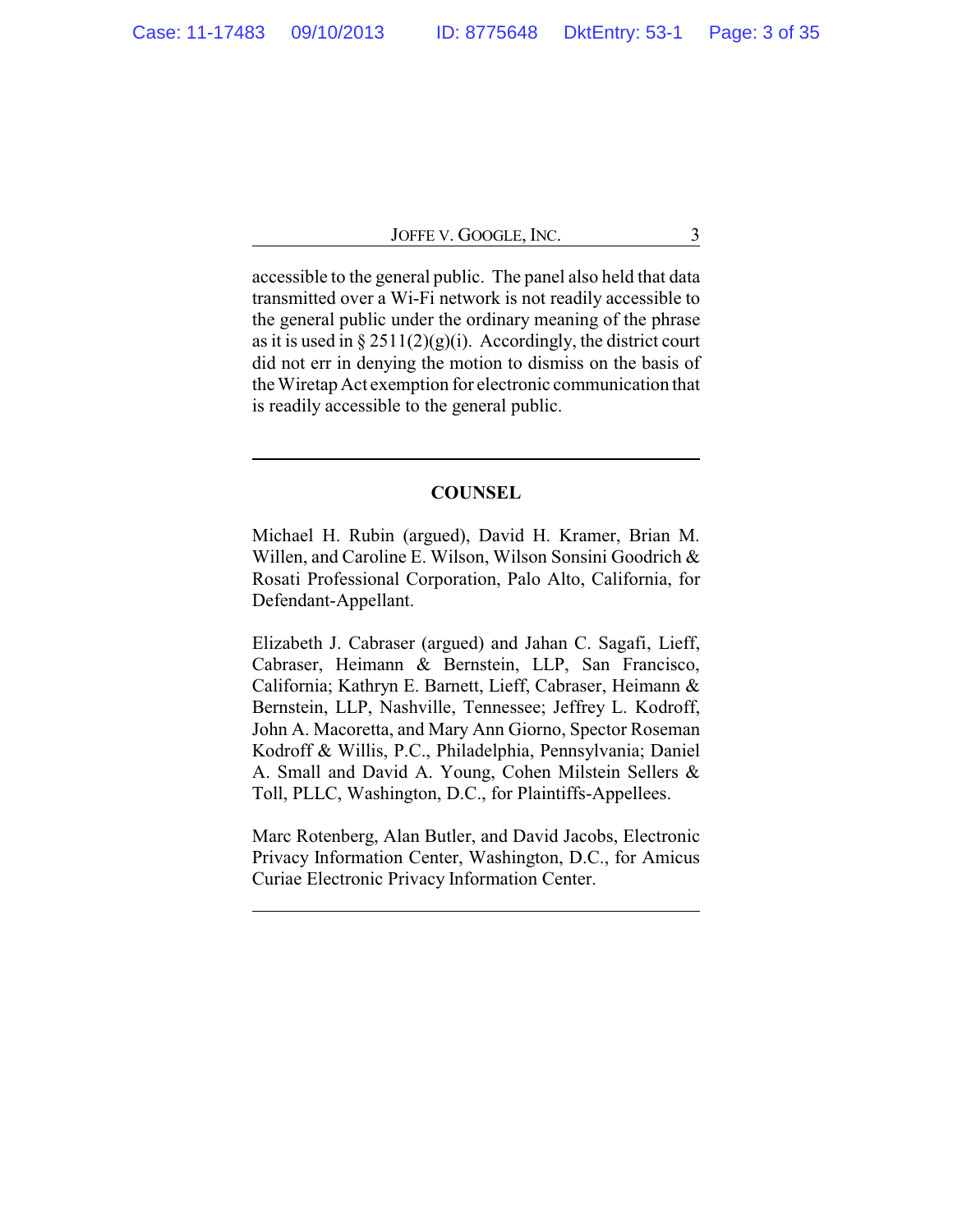accessible to the general public. The panel also held that data transmitted over a Wi-Fi network is not readily accessible to the general public under the ordinary meaning of the phrase as it is used in § 2511(2)(g)(i). Accordingly, the district court did not err in denying the motion to dismiss on the basis of the Wiretap Act exemption for electronic communication that is readily accessible to the general public.

---

## COUNSEL

Michael H. Rubin (argued), David H. Kramer, Brian M. Willen, and Caroline E. Wilson, Wilson Sonsini Goodrich & Rosati Professional Corporation, Palo Alto, California, for Defendant-Appellant.

Elizabeth J. Cabraser (argued) and Jahan C. Sagafi, Lieff, Cabraser, Heimann & Bernstein, LLP, San Francisco, California; Kathryn E. Barnett, Lieff, Cabraser, Heimann & Bernstein, LLP, Nashville, Tennessee; Jeffrey L. Kodroff, John A. Macoretta, and Mary Ann Giorno, Spector Roseman Kodroff & Willis, P.C., Philadelphia, Pennsylvania; Daniel A. Small and David A. Young, Cohen Milstein Sellers & Toll, PLLC, Washington, D.C., for Plaintiffs-Appellees.

Marc Rotenberg, Alan Butler, and David Jacobs, Electronic Privacy Information Center, Washington, D.C., for Amicus Curiae Electronic Privacy Information Center.

---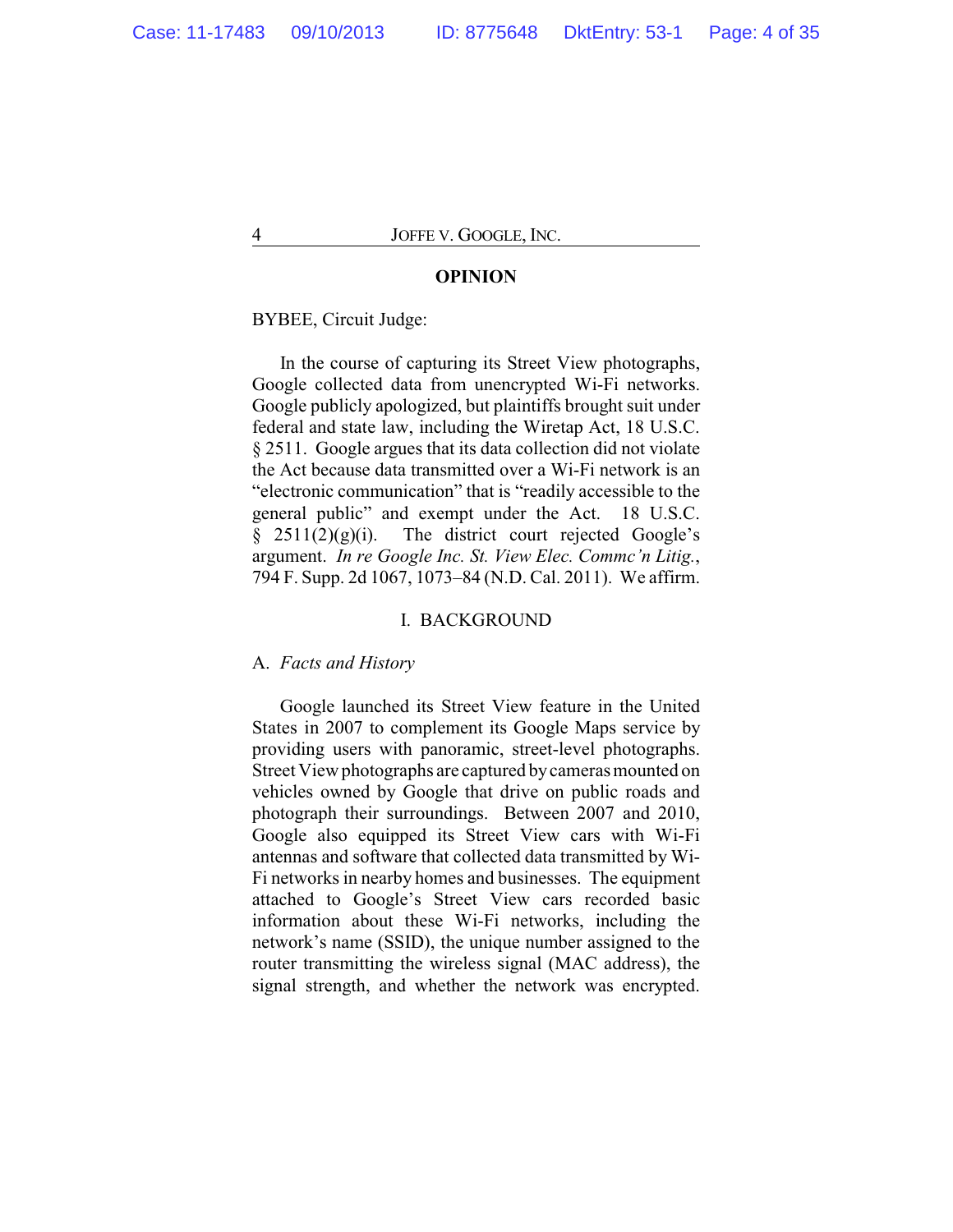## OPINION

BYBEE, Circuit Judge:

In the course of capturing its Street View photographs, Google collected data from unencrypted Wi-Fi networks. Google publicly apologized, but plaintiffs brought suit under federal and state law, including the Wiretap Act, 18 U.S.C. § 2511. Google argues that its data collection did not violate the Act because data transmitted over a Wi-Fi network is an "electronic communication" that is "readily accessible to the general public" and exempt under the Act. 18 U.S.C. § 2511(2)(g)(i). The district court rejected Google's argument. *In re Google Inc. St. View Elec. Commc'n Litig.*, 794 F. Supp. 2d 1067, 1073–84 (N.D. Cal. 2011). We affirm.

### I. BACKGROUND

#### A. *Facts and History*

Google launched its Street View feature in the United States in 2007 to complement its Google Maps service by providing users with panoramic, street-level photographs. Street View photographs are captured by cameras mounted on vehicles owned by Google that drive on public roads and photograph their surroundings. Between 2007 and 2010, Google also equipped its Street View cars with Wi-Fi antennas and software that collected data transmitted by Wi-Fi networks in nearby homes and businesses. The equipment attached to Google's Street View cars recorded basic information about these Wi-Fi networks, including the network's name (SSID), the unique number assigned to the router transmitting the wireless signal (MAC address), the signal strength, and whether the network was encrypted.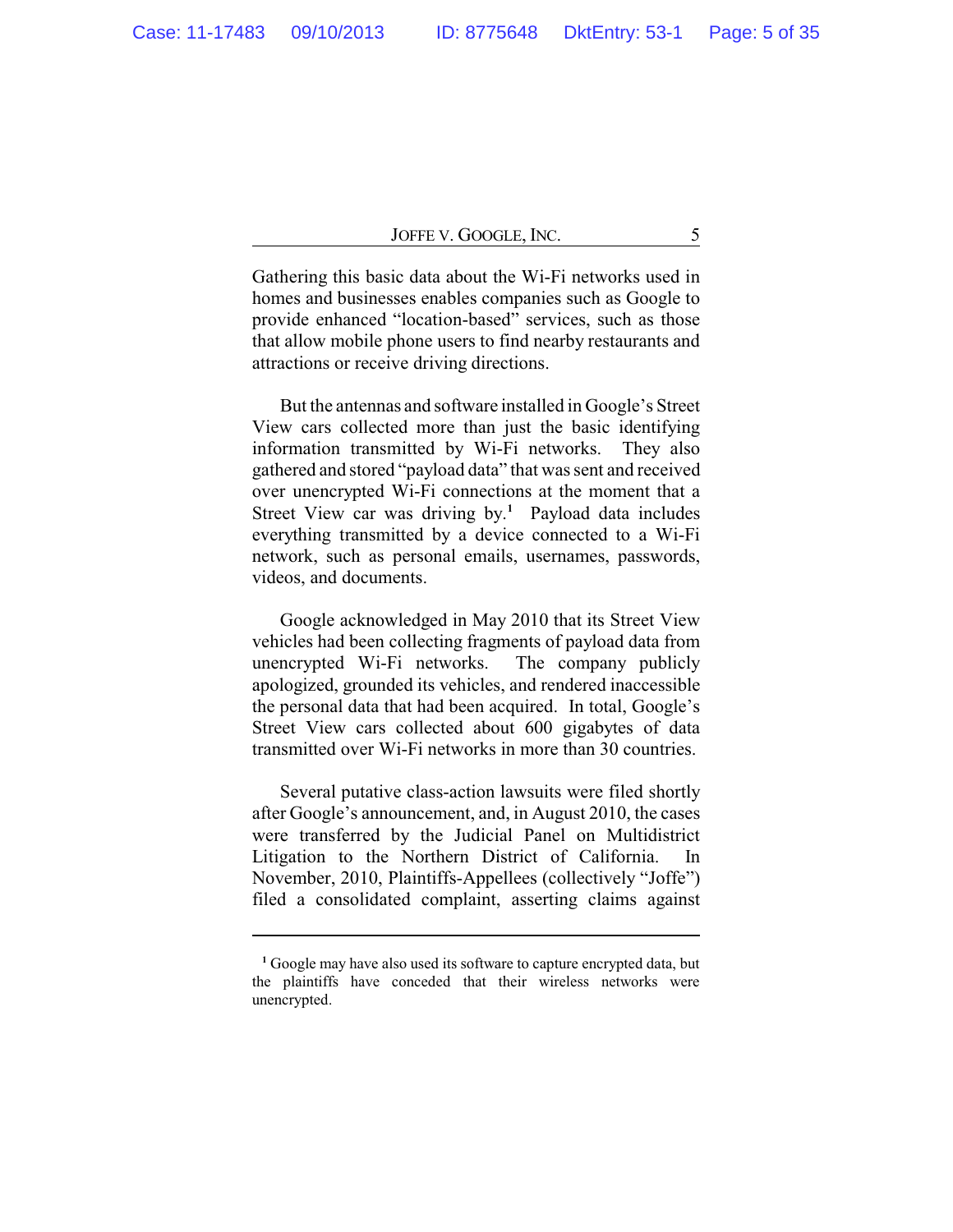Gathering this basic data about the Wi-Fi networks used in homes and businesses enables companies such as Google to provide enhanced "location-based" services, such as those that allow mobile phone users to find nearby restaurants and attractions or receive driving directions.

But the antennas and software installed in Google's Street View cars collected more than just the basic identifying information transmitted by Wi-Fi networks. They also gathered and stored "payload data" that was sent and received over unencrypted Wi-Fi connections at the moment that a Street View car was driving by.[1] Payload data includes everything transmitted by a device connected to a Wi-Fi network, such as personal emails, usernames, passwords, videos, and documents.

Google acknowledged in May 2010 that its Street View vehicles had been collecting fragments of payload data from unencrypted Wi-Fi networks. The company publicly apologized, grounded its vehicles, and rendered inaccessible the personal data that had been acquired. In total, Google's Street View cars collected about 600 gigabytes of data transmitted over Wi-Fi networks in more than 30 countries.

Several putative class-action lawsuits were filed shortly after Google's announcement, and, in August 2010, the cases were transferred by the Judicial Panel on Multidistrict Litigation to the Northern District of California. In November, 2010, Plaintiffs-Appellees (collectively "Joffe") filed a consolidated complaint, asserting claims against

---

[1] Google may have also used its software to capture encrypted data, but the plaintiffs have conceded that their wireless networks were unencrypted.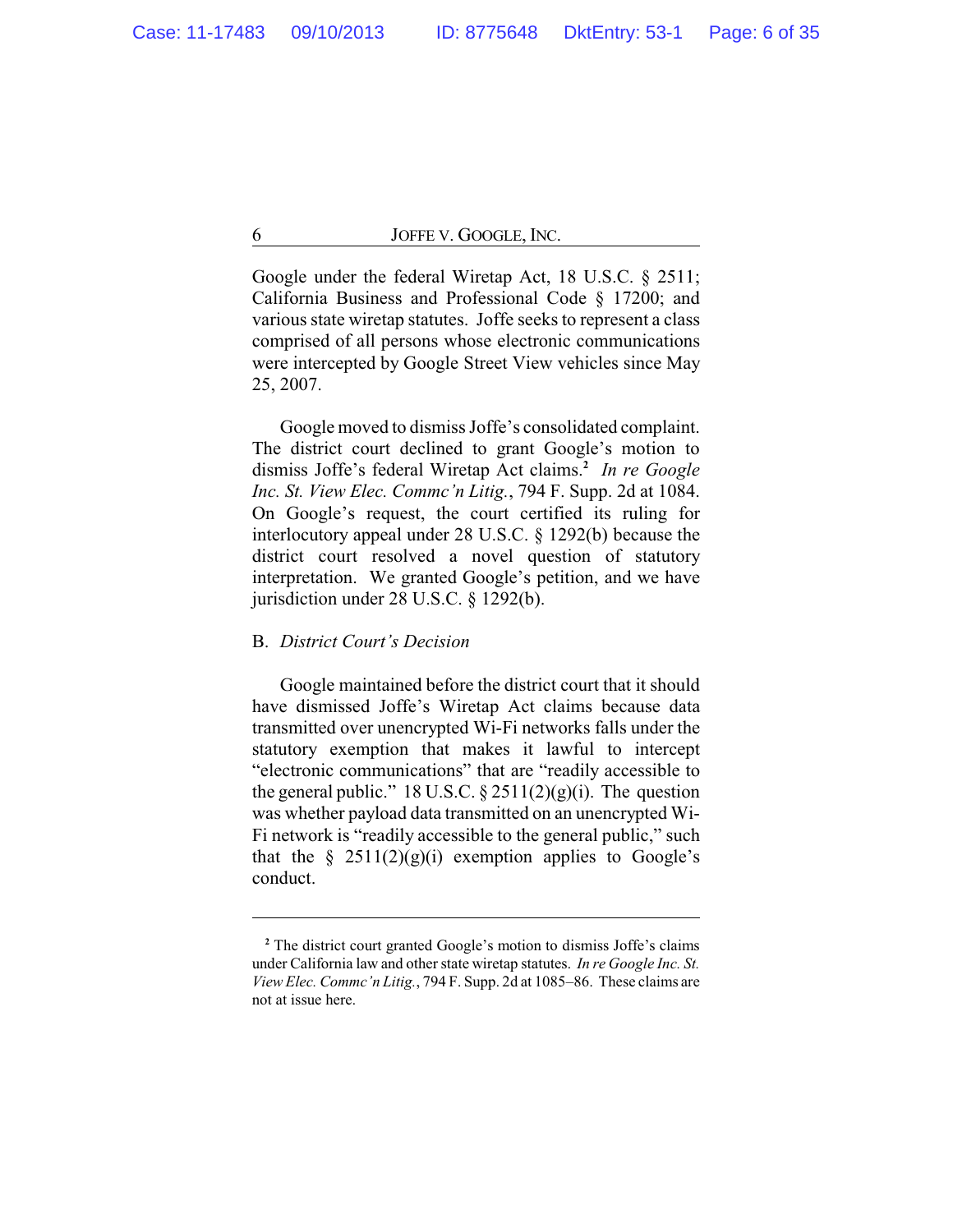Google under the federal Wiretap Act, 18 U.S.C. § 2511; California Business and Professional Code § 17200; and various state wiretap statutes. Joffe seeks to represent a class comprised of all persons whose electronic communications were intercepted by Google Street View vehicles since May 25, 2007.

Google moved to dismiss Joffe's consolidated complaint. The district court declined to grant Google's motion to dismiss Joffe's federal Wiretap Act claims.[2] *In re Google Inc. St. View Elec. Commc'n Litig.*, 794 F. Supp. 2d at 1084. On Google's request, the court certified its ruling for interlocutory appeal under 28 U.S.C. § 1292(b) because the district court resolved a novel question of statutory interpretation. We granted Google's petition, and we have jurisdiction under 28 U.S.C. § 1292(b).

B. *District Court's Decision*

Google maintained before the district court that it should have dismissed Joffe's Wiretap Act claims because data transmitted over unencrypted Wi-Fi networks falls under the statutory exemption that makes it lawful to intercept "electronic communications" that are "readily accessible to the general public." 18 U.S.C. § 2511(2)(g)(i). The question was whether payload data transmitted on an unencrypted Wi-Fi network is "readily accessible to the general public," such that the § 2511(2)(g)(i) exemption applies to Google's conduct.

---

[2] The district court granted Google's motion to dismiss Joffe's claims under California law and other state wiretap statutes. *In re Google Inc. St. View Elec. Commc'n Litig.*, 794 F. Supp. 2d at 1085–86. These claims are not at issue here.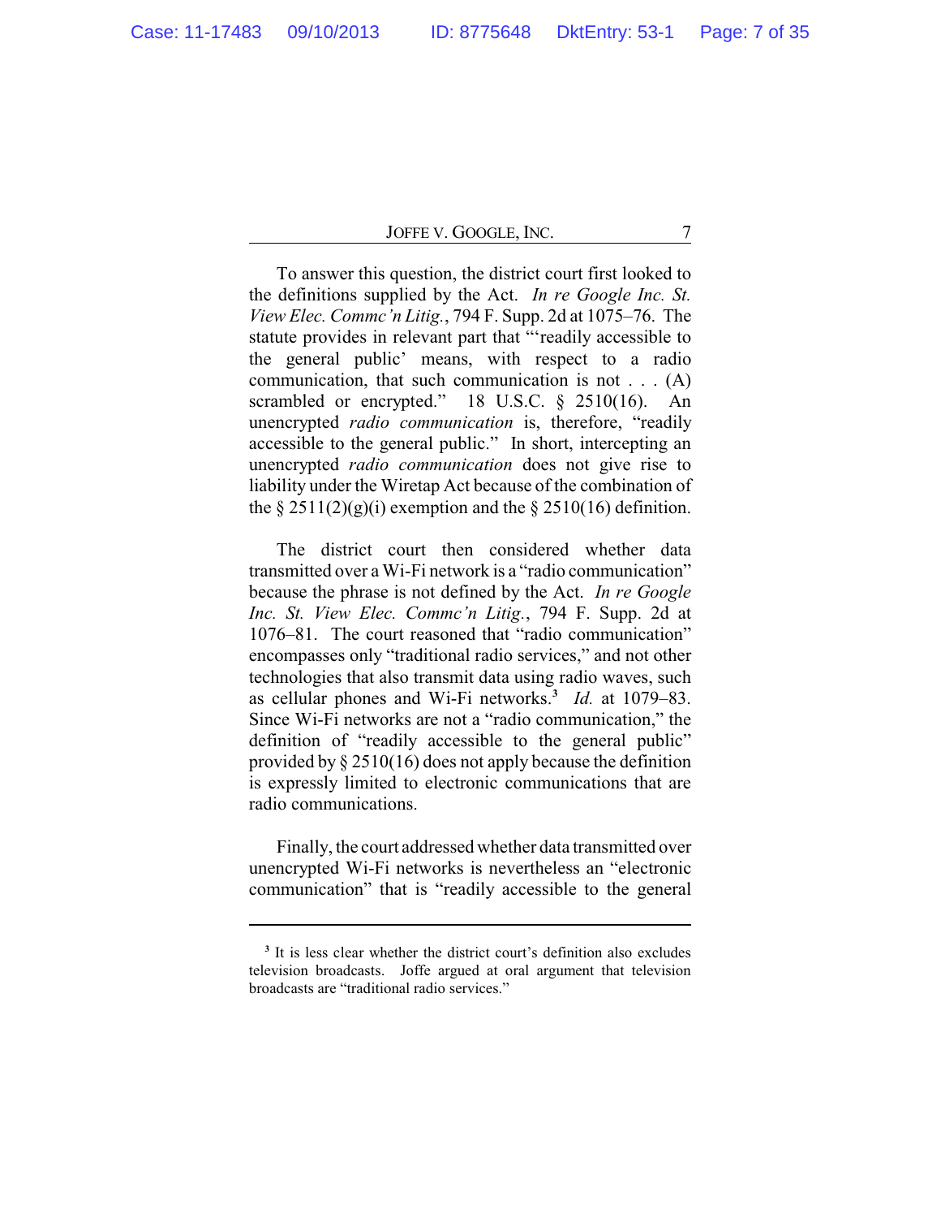To answer this question, the district court first looked to the definitions supplied by the Act. *In re Google Inc. St. View Elec. Commc'n Litig.*, 794 F. Supp. 2d at 1075–76. The statute provides in relevant part that "'readily accessible to the general public' means, with respect to a radio communication, that such communication is not . . . (A) scrambled or encrypted." 18 U.S.C. § 2510(16). An unencrypted *radio communication* is, therefore, "readily accessible to the general public." In short, intercepting an unencrypted *radio communication* does not give rise to liability under the Wiretap Act because of the combination of the § 2511(2)(g)(i) exemption and the § 2510(16) definition.

The district court then considered whether data transmitted over a Wi-Fi network is a "radio communication" because the phrase is not defined by the Act. *In re Google Inc. St. View Elec. Commc'n Litig.*, 794 F. Supp. 2d at 1076–81. The court reasoned that "radio communication" encompasses only "traditional radio services," and not other technologies that also transmit data using radio waves, such as cellular phones and Wi-Fi networks.[3] *Id.* at 1079–83. Since Wi-Fi networks are not a "radio communication," the definition of "readily accessible to the general public" provided by § 2510(16) does not apply because the definition is expressly limited to electronic communications that are radio communications.

Finally, the court addressed whether data transmitted over unencrypted Wi-Fi networks is nevertheless an "electronic communication" that is "readily accessible to the general

---

[3] It is less clear whether the district court's definition also excludes television broadcasts. Joffe argued at oral argument that television broadcasts are "traditional radio services."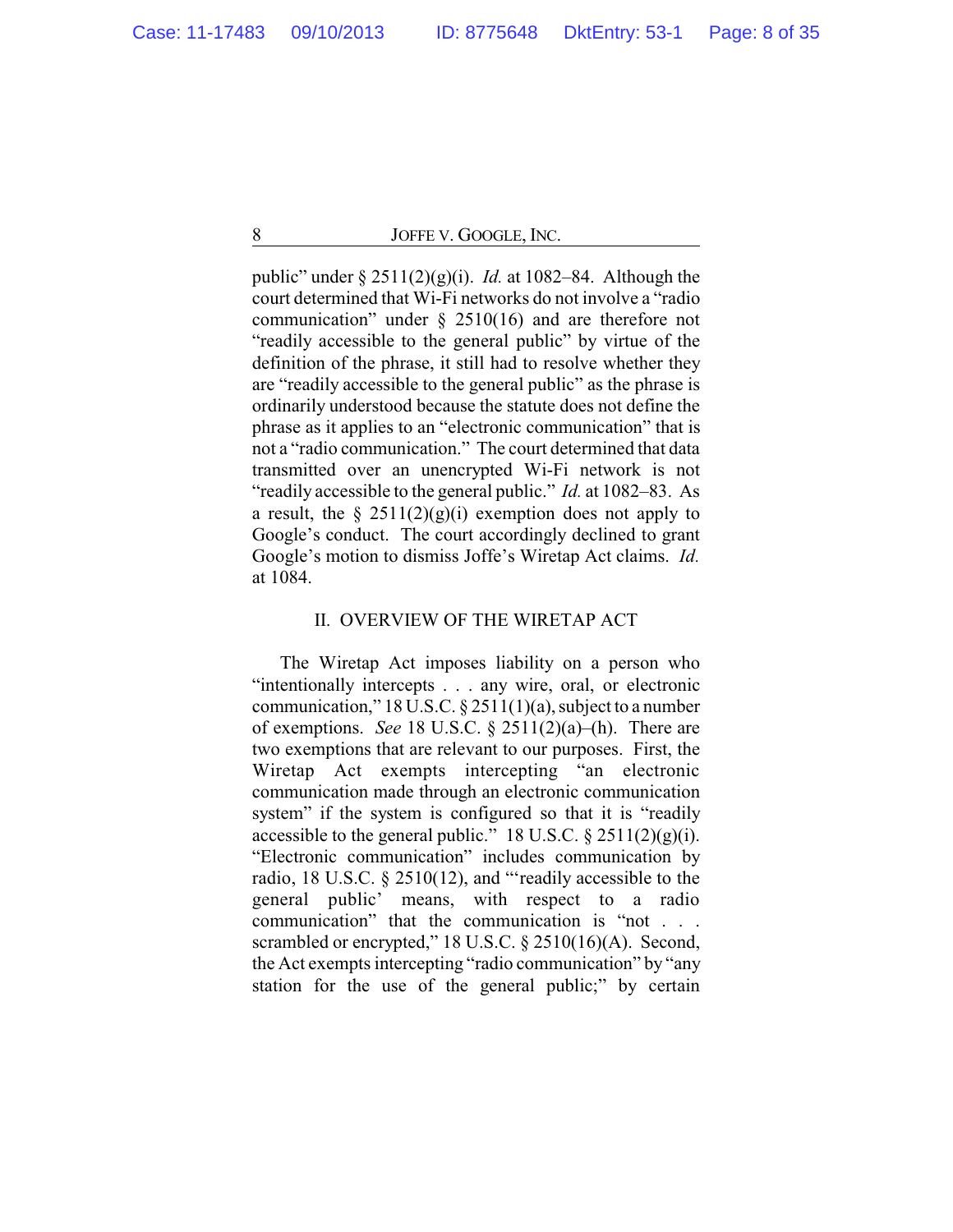public" under § 2511(2)(g)(i). *Id.* at 1082–84. Although the court determined that Wi-Fi networks do not involve a "radio communication" under § 2510(16) and are therefore not "readily accessible to the general public" by virtue of the definition of the phrase, it still had to resolve whether they are "readily accessible to the general public" as the phrase is ordinarily understood because the statute does not define the phrase as it applies to an "electronic communication" that is not a "radio communication." The court determined that data transmitted over an unencrypted Wi-Fi network is not "readily accessible to the general public." *Id.* at 1082–83. As a result, the § 2511(2)(g)(i) exemption does not apply to Google's conduct. The court accordingly declined to grant Google's motion to dismiss Joffe's Wiretap Act claims. *Id.* at 1084.

## II. OVERVIEW OF THE WIRETAP ACT

The Wiretap Act imposes liability on a person who "intentionally intercepts . . . any wire, oral, or electronic communication," 18 U.S.C. § 2511(1)(a), subject to a number of exemptions. *See* 18 U.S.C. § 2511(2)(a)–(h). There are two exemptions that are relevant to our purposes. First, the Wiretap Act exempts intercepting "an electronic communication made through an electronic communication system" if the system is configured so that it is "readily accessible to the general public." 18 U.S.C. § 2511(2)(g)(i). "Electronic communication" includes communication by radio, 18 U.S.C. § 2510(12), and "'readily accessible to the general public' means, with respect to a radio communication" that the communication is "not . . . scrambled or encrypted," 18 U.S.C. § 2510(16)(A). Second, the Act exempts intercepting "radio communication" by "any station for the use of the general public;" by certain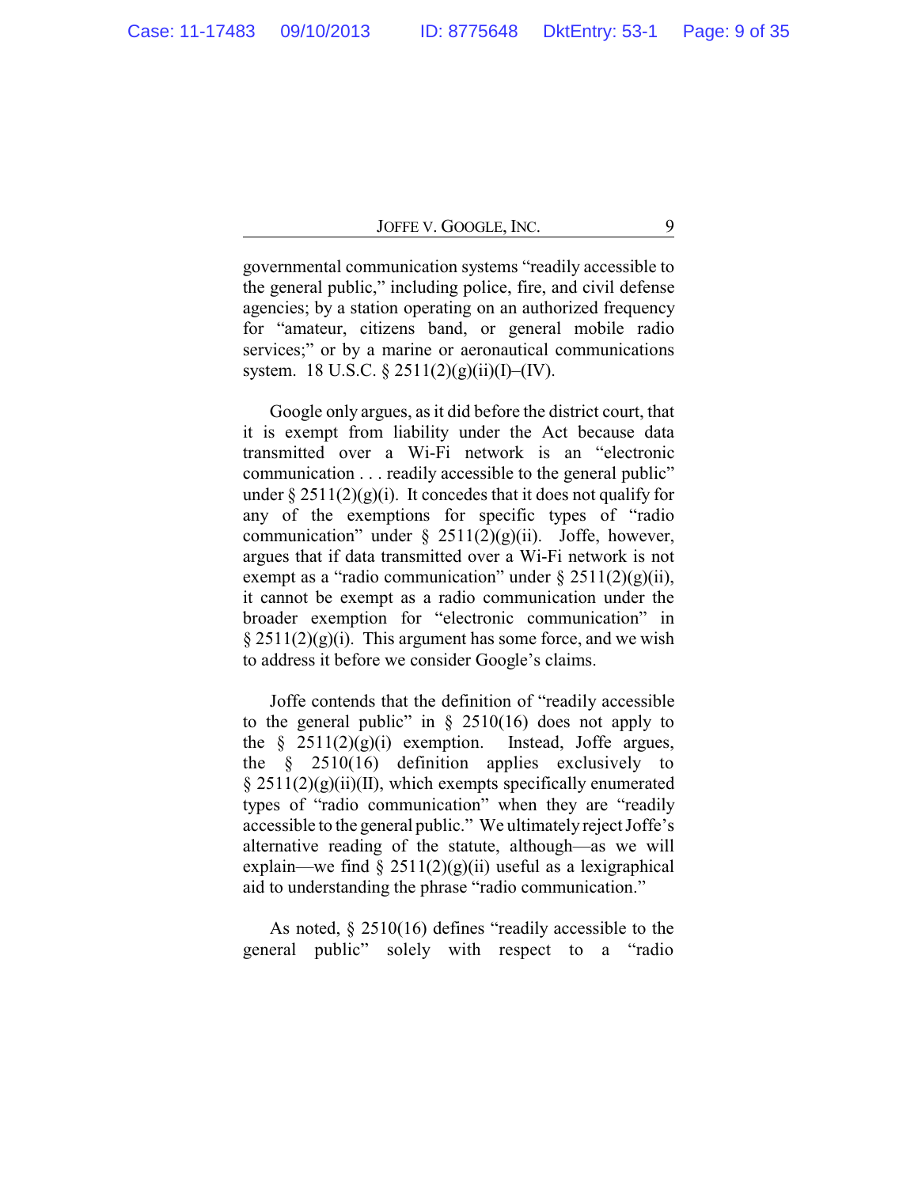governmental communication systems "readily accessible to the general public," including police, fire, and civil defense agencies; by a station operating on an authorized frequency for "amateur, citizens band, or general mobile radio services;" or by a marine or aeronautical communications system. 18 U.S.C. § 2511(2)(g)(ii)(I)–(IV).

Google only argues, as it did before the district court, that it is exempt from liability under the Act because data transmitted over a Wi-Fi network is an "electronic communication . . . readily accessible to the general public" under § 2511(2)(g)(i). It concedes that it does not qualify for any of the exemptions for specific types of "radio communication" under § 2511(2)(g)(ii). Joffe, however, argues that if data transmitted over a Wi-Fi network is not exempt as a "radio communication" under § 2511(2)(g)(ii), it cannot be exempt as a radio communication under the broader exemption for "electronic communication" in § 2511(2)(g)(i). This argument has some force, and we wish to address it before we consider Google's claims.

Joffe contends that the definition of "readily accessible to the general public" in § 2510(16) does not apply to the § 2511(2)(g)(i) exemption. Instead, Joffe argues, the § 2510(16) definition applies exclusively to § 2511(2)(g)(ii)(II), which exempts specifically enumerated types of "radio communication" when they are "readily accessible to the general public." We ultimately reject Joffe's alternative reading of the statute, although—as we will explain—we find § 2511(2)(g)(ii) useful as a lexigraphical aid to understanding the phrase "radio communication."

As noted, § 2510(16) defines "readily accessible to the general public" solely with respect to a "radio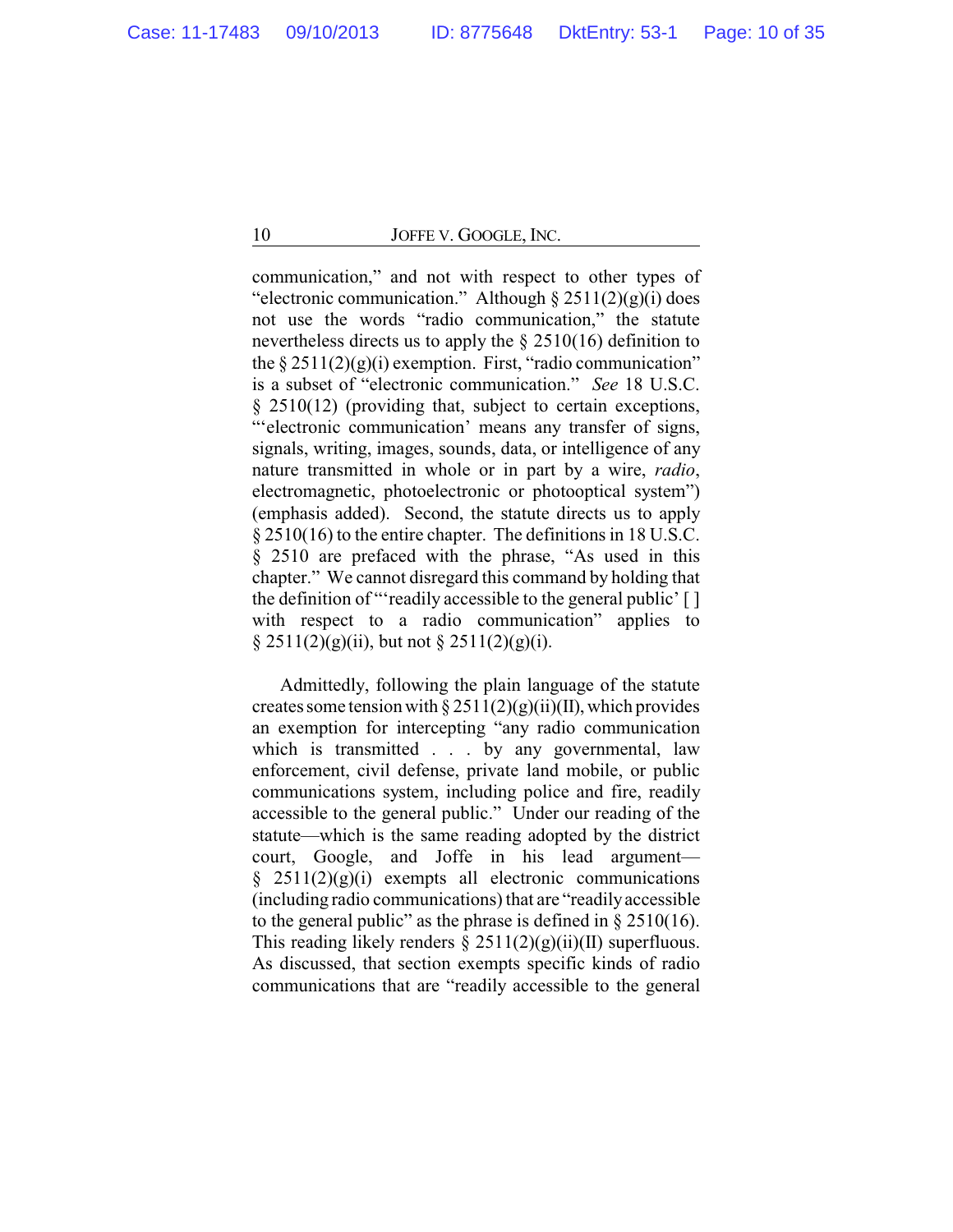communication," and not with respect to other types of "electronic communication." Although § 2511(2)(g)(i) does not use the words "radio communication," the statute nevertheless directs us to apply the § 2510(16) definition to the § 2511(2)(g)(i) exemption. First, "radio communication" is a subset of "electronic communication." *See* 18 U.S.C. § 2510(12) (providing that, subject to certain exceptions, "'electronic communication' means any transfer of signs, signals, writing, images, sounds, data, or intelligence of any nature transmitted in whole or in part by a wire, *radio*, electromagnetic, photoelectronic or photooptical system") (emphasis added). Second, the statute directs us to apply § 2510(16) to the entire chapter. The definitions in 18 U.S.C. § 2510 are prefaced with the phrase, "As used in this chapter." We cannot disregard this command by holding that the definition of "'readily accessible to the general public' [ ] with respect to a radio communication" applies to § 2511(2)(g)(ii), but not § 2511(2)(g)(i).

Admittedly, following the plain language of the statute creates some tension with § 2511(2)(g)(ii)(II), which provides an exemption for intercepting "any radio communication which is transmitted . . . by any governmental, law enforcement, civil defense, private land mobile, or public communications system, including police and fire, readily accessible to the general public." Under our reading of the statute—which is the same reading adopted by the district court, Google, and Joffe in his lead argument—§ 2511(2)(g)(i) exempts all electronic communications (including radio communications) that are "readily accessible to the general public" as the phrase is defined in § 2510(16). This reading likely renders § 2511(2)(g)(ii)(II) superfluous. As discussed, that section exempts specific kinds of radio communications that are "readily accessible to the general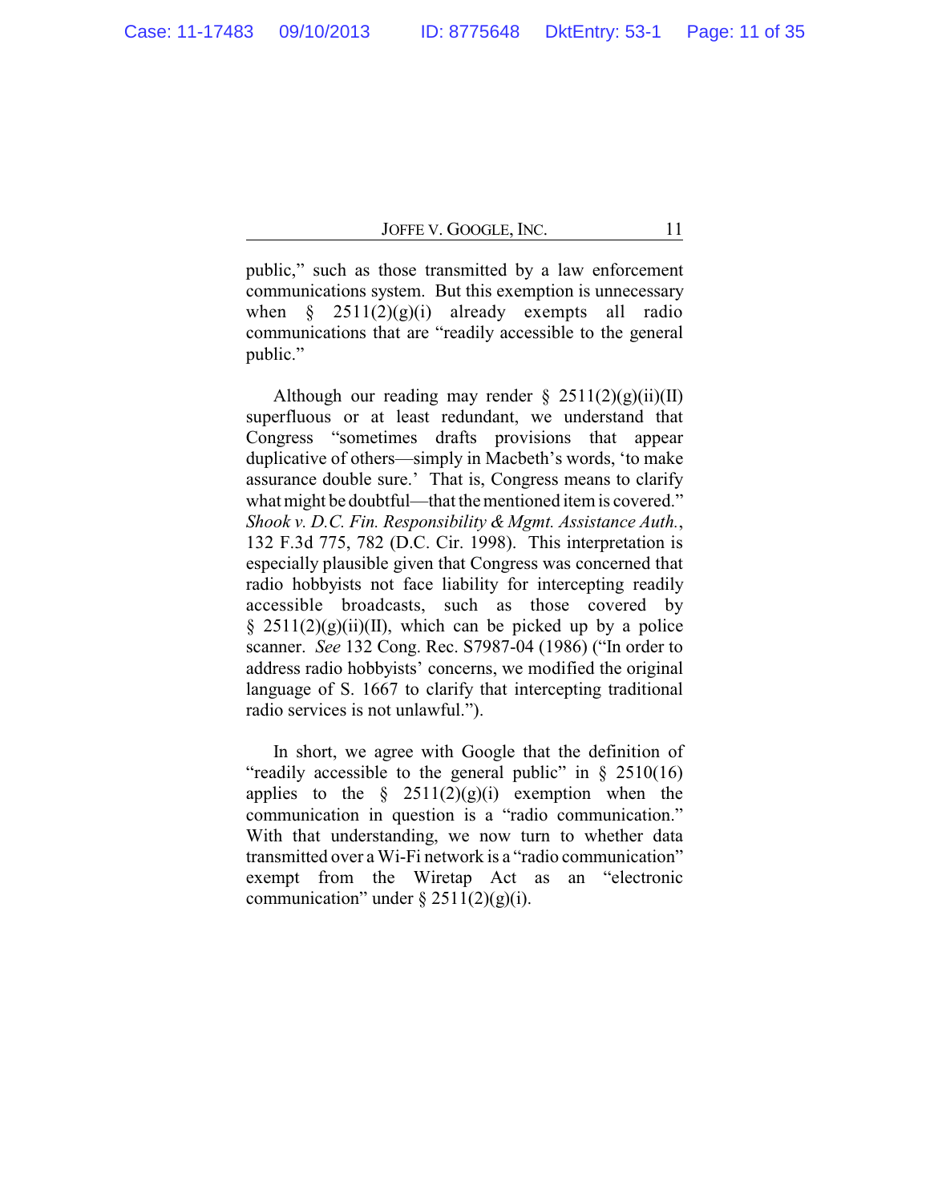public," such as those transmitted by a law enforcement communications system. But this exemption is unnecessary when § 2511(2)(g)(i) already exempts all radio communications that are "readily accessible to the general public."

Although our reading may render § 2511(2)(g)(ii)(II) superfluous or at least redundant, we understand that Congress "sometimes drafts provisions that appear duplicative of others—simply in Macbeth's words, 'to make assurance double sure.' That is, Congress means to clarify what might be doubtful—that the mentioned item is covered." *Shook v. D.C. Fin. Responsibility & Mgmt. Assistance Auth.*, 132 F.3d 775, 782 (D.C. Cir. 1998). This interpretation is especially plausible given that Congress was concerned that radio hobbyists not face liability for intercepting readily accessible broadcasts, such as those covered by § 2511(2)(g)(ii)(II), which can be picked up by a police scanner. *See* 132 Cong. Rec. S7987-04 (1986) ("In order to address radio hobbyists' concerns, we modified the original language of S. 1667 to clarify that intercepting traditional radio services is not unlawful.").

In short, we agree with Google that the definition of "readily accessible to the general public" in § 2510(16) applies to the § 2511(2)(g)(i) exemption when the communication in question is a "radio communication." With that understanding, we now turn to whether data transmitted over a Wi-Fi network is a "radio communication" exempt from the Wiretap Act as an "electronic communication" under § 2511(2)(g)(i).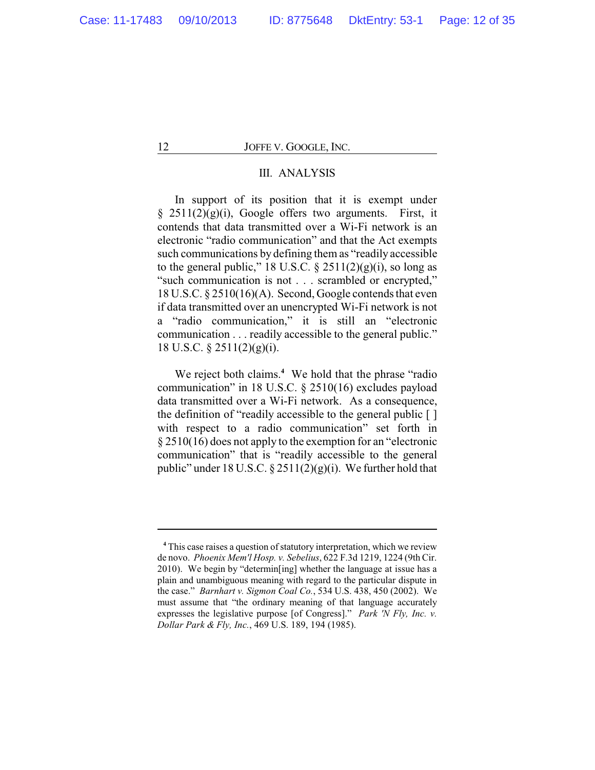## III. ANALYSIS

In support of its position that it is exempt under § 2511(2)(g)(i), Google offers two arguments. First, it contends that data transmitted over a Wi-Fi network is an electronic "radio communication" and that the Act exempts such communications by defining them as "readily accessible to the general public," 18 U.S.C. § 2511(2)(g)(i), so long as "such communication is not . . . scrambled or encrypted," 18 U.S.C. § 2510(16)(A). Second, Google contends that even if data transmitted over an unencrypted Wi-Fi network is not a "radio communication," it is still an "electronic communication . . . readily accessible to the general public." 18 U.S.C. § 2511(2)(g)(i).

We reject both claims.[4] We hold that the phrase "radio communication" in 18 U.S.C. § 2510(16) excludes payload data transmitted over a Wi-Fi network. As a consequence, the definition of "readily accessible to the general public [ ] with respect to a radio communication" set forth in § 2510(16) does not apply to the exemption for an "electronic communication" that is "readily accessible to the general public" under 18 U.S.C. § 2511(2)(g)(i). We further hold that

---

[4] This case raises a question of statutory interpretation, which we review de novo. *Phoenix Mem'l Hosp. v. Sebelius*, 622 F.3d 1219, 1224 (9th Cir. 2010). We begin by "determin[ing] whether the language at issue has a plain and unambiguous meaning with regard to the particular dispute in the case." *Barnhart v. Sigmon Coal Co.*, 534 U.S. 438, 450 (2002). We must assume that "the ordinary meaning of that language accurately expresses the legislative purpose [of Congress]." *Park 'N Fly, Inc. v. Dollar Park & Fly, Inc.*, 469 U.S. 189, 194 (1985).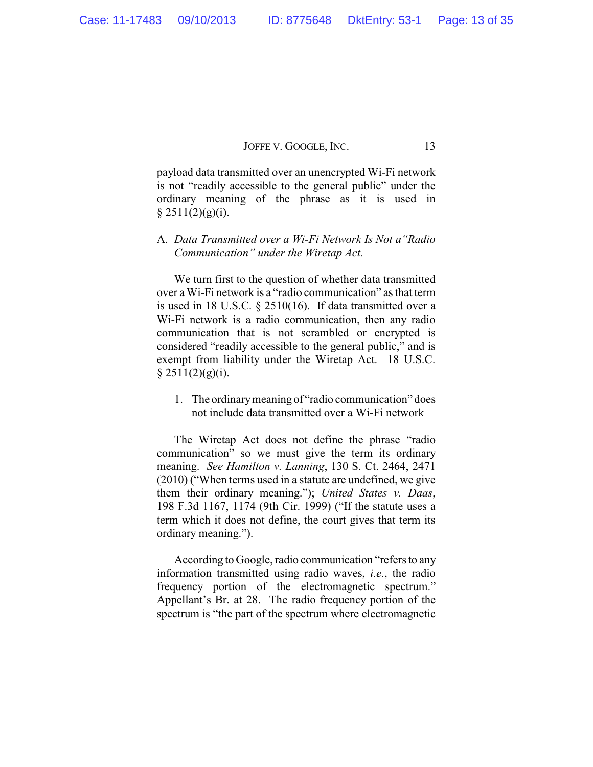payload data transmitted over an unencrypted Wi-Fi network is not "readily accessible to the general public" under the ordinary meaning of the phrase as it is used in § 2511(2)(g)(i).

## A. *Data Transmitted over a Wi-Fi Network Is Not a "Radio Communication" under the Wiretap Act.*

We turn first to the question of whether data transmitted over a Wi-Fi network is a "radio communication" as that term is used in 18 U.S.C. § 2510(16). If data transmitted over a Wi-Fi network is a radio communication, then any radio communication that is not scrambled or encrypted is considered "readily accessible to the general public," and is exempt from liability under the Wiretap Act. 18 U.S.C. § 2511(2)(g)(i).

### 1. The ordinary meaning of "radio communication" does not include data transmitted over a Wi-Fi network

The Wiretap Act does not define the phrase "radio communication" so we must give the term its ordinary meaning. *See Hamilton v. Lanning*, 130 S. Ct. 2464, 2471 (2010) ("When terms used in a statute are undefined, we give them their ordinary meaning."); *United States v. Daas*, 198 F.3d 1167, 1174 (9th Cir. 1999) ("If the statute uses a term which it does not define, the court gives that term its ordinary meaning.").

According to Google, radio communication "refers to any information transmitted using radio waves, *i.e.*, the radio frequency portion of the electromagnetic spectrum." Appellant's Br. at 28. The radio frequency portion of the spectrum is "the part of the spectrum where electromagnetic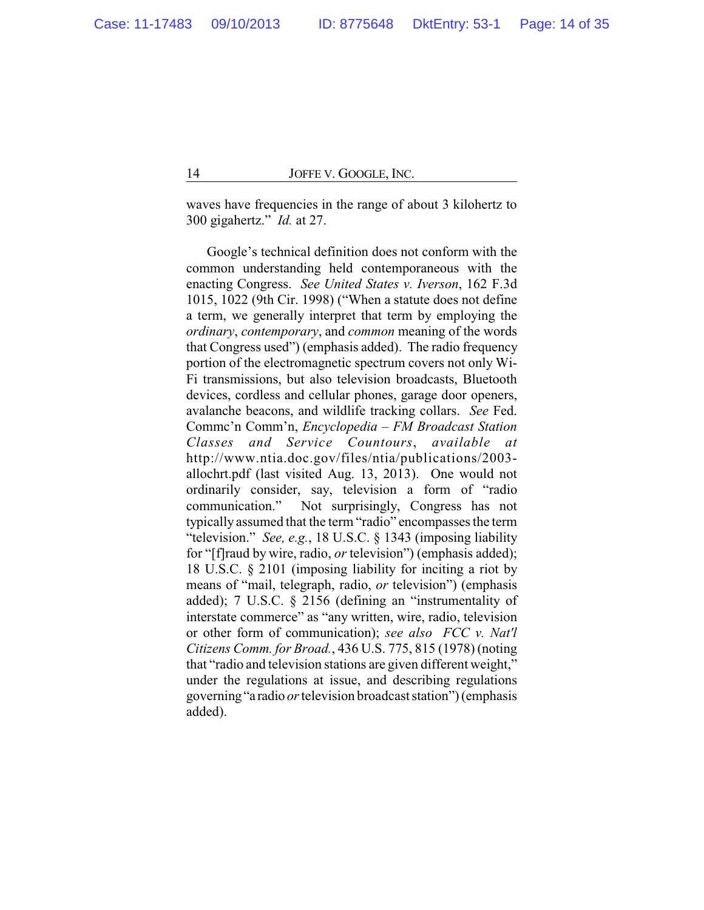waves have frequencies in the range of about 3 kilohertz to 300 gigahertz." *Id.* at 27.

Google's technical definition does not conform with the common understanding held contemporaneous with the enacting Congress. *See United States v. Iverson*, 162 F.3d 1015, 1022 (9th Cir. 1998) ("When a statute does not define a term, we generally interpret that term by employing the *ordinary*, *contemporary*, and *common* meaning of the words that Congress used") (emphasis added). The radio frequency portion of the electromagnetic spectrum covers not only Wi-Fi transmissions, but also television broadcasts, Bluetooth devices, cordless and cellular phones, garage door openers, avalanche beacons, and wildlife tracking collars. *See* Fed. Commc'n Comm'n, *Encyclopedia – FM Broadcast Station Classes and Service Countours*, *available at* http://www.ntia.doc.gov/files/ntia/publications/2003-allochrt.pdf (last visited Aug. 13, 2013). One would not ordinarily consider, say, television a form of "radio communication." Not surprisingly, Congress has not typically assumed that the term "radio" encompasses the term "television." *See, e.g.*, 18 U.S.C. § 1343 (imposing liability for "[f]raud by wire, radio, *or* television") (emphasis added); 18 U.S.C. § 2101 (imposing liability for inciting a riot by means of "mail, telegraph, radio, *or* television") (emphasis added); 7 U.S.C. § 2156 (defining an "instrumentality of interstate commerce" as "any written, wire, radio, television or other form of communication); *see also FCC v. Nat'l Citizens Comm. for Broad.*, 436 U.S. 775, 815 (1978) (noting that "radio and television stations are given different weight," under the regulations at issue, and describing regulations governing "a radio *or* television broadcast station") (emphasis added).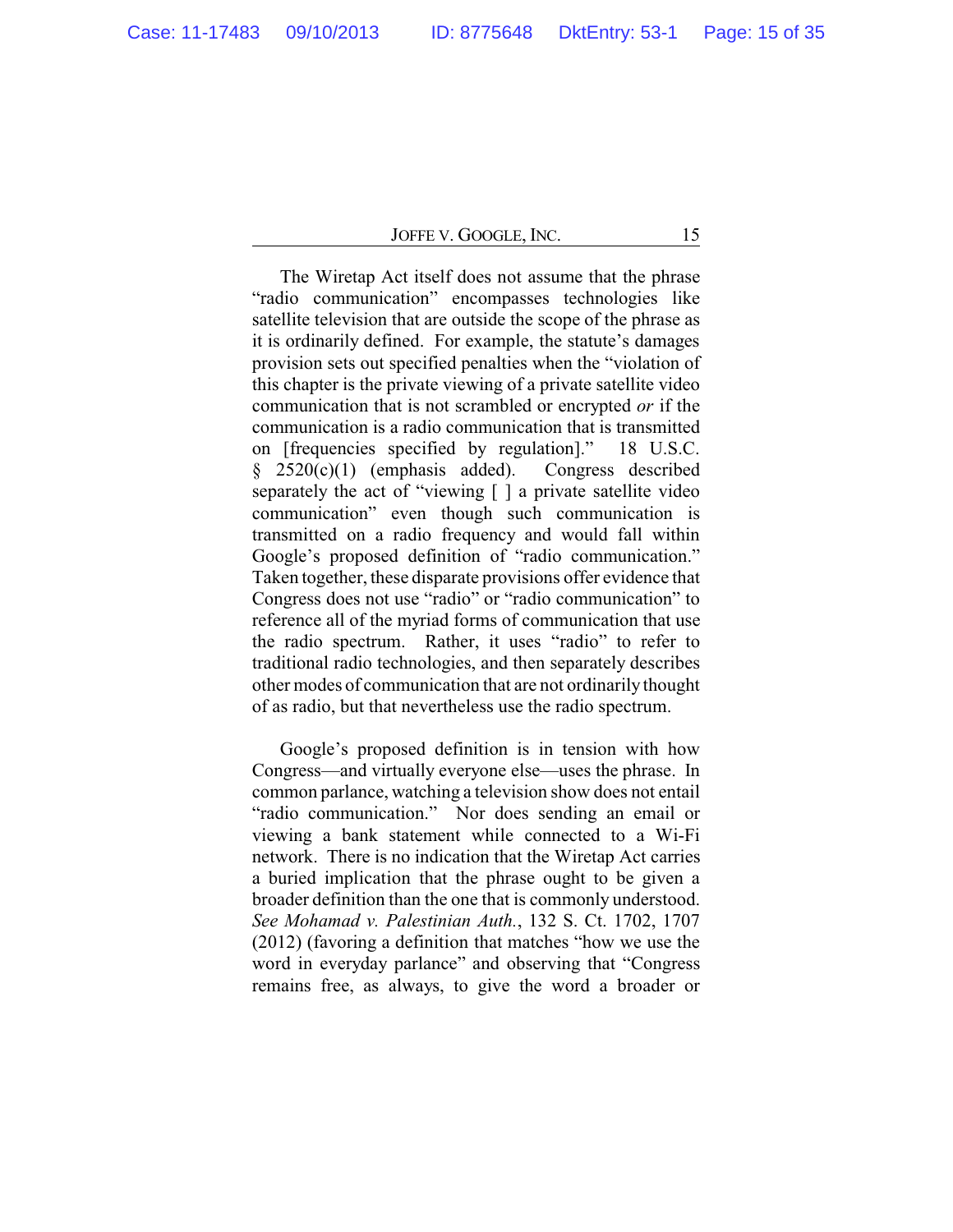The Wiretap Act itself does not assume that the phrase "radio communication" encompasses technologies like satellite television that are outside the scope of the phrase as it is ordinarily defined. For example, the statute's damages provision sets out specified penalties when the "violation of this chapter is the private viewing of a private satellite video communication that is not scrambled or encrypted *or* if the communication is a radio communication that is transmitted on [frequencies specified by regulation]." 18 U.S.C. § 2520(c)(1) (emphasis added). Congress described separately the act of "viewing [ ] a private satellite video communication" even though such communication is transmitted on a radio frequency and would fall within Google's proposed definition of "radio communication." Taken together, these disparate provisions offer evidence that Congress does not use "radio" or "radio communication" to reference all of the myriad forms of communication that use the radio spectrum. Rather, it uses "radio" to refer to traditional radio technologies, and then separately describes other modes of communication that are not ordinarily thought of as radio, but that nevertheless use the radio spectrum.

Google's proposed definition is in tension with how Congress—and virtually everyone else—uses the phrase. In common parlance, watching a television show does not entail "radio communication." Nor does sending an email or viewing a bank statement while connected to a Wi-Fi network. There is no indication that the Wiretap Act carries a buried implication that the phrase ought to be given a broader definition than the one that is commonly understood. *See Mohamad v. Palestinian Auth.*, 132 S. Ct. 1702, 1707 (2012) (favoring a definition that matches "how we use the word in everyday parlance" and observing that "Congress remains free, as always, to give the word a broader or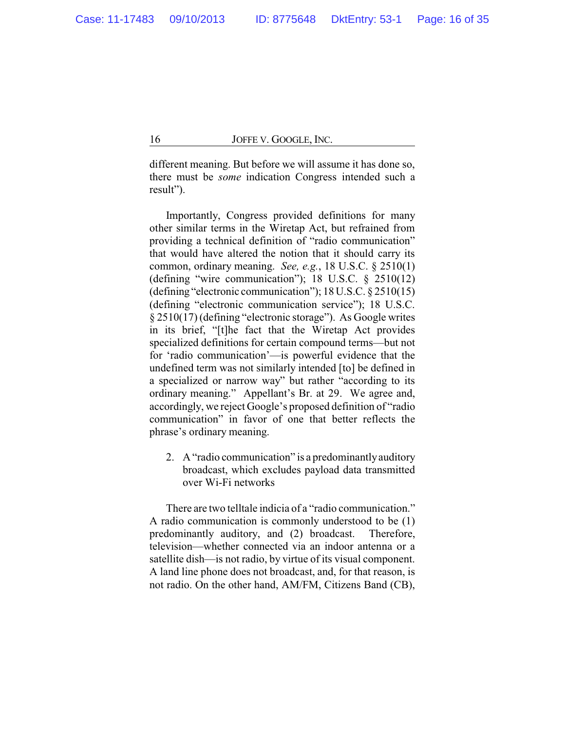different meaning. But before we will assume it has done so, there must be *some* indication Congress intended such a result").

Importantly, Congress provided definitions for many other similar terms in the Wiretap Act, but refrained from providing a technical definition of "radio communication" that would have altered the notion that it should carry its common, ordinary meaning. *See, e.g.*, 18 U.S.C. § 2510(1) (defining "wire communication"); 18 U.S.C. § 2510(12) (defining "electronic communication"); 18 U.S.C. § 2510(15) (defining "electronic communication service"); 18 U.S.C. § 2510(17) (defining "electronic storage"). As Google writes in its brief, "[t]he fact that the Wiretap Act provides specialized definitions for certain compound terms—but not for 'radio communication'—is powerful evidence that the undefined term was not similarly intended [to] be defined in a specialized or narrow way" but rather "according to its ordinary meaning." Appellant's Br. at 29. We agree and, accordingly, we reject Google's proposed definition of "radio communication" in favor of one that better reflects the phrase's ordinary meaning.

2. A "radio communication" is a predominantly auditory broadcast, which excludes payload data transmitted over Wi-Fi networks

There are two telltale indicia of a "radio communication." A radio communication is commonly understood to be (1) predominantly auditory, and (2) broadcast. Therefore, television—whether connected via an indoor antenna or a satellite dish—is not radio, by virtue of its visual component. A land line phone does not broadcast, and, for that reason, is not radio. On the other hand, AM/FM, Citizens Band (CB),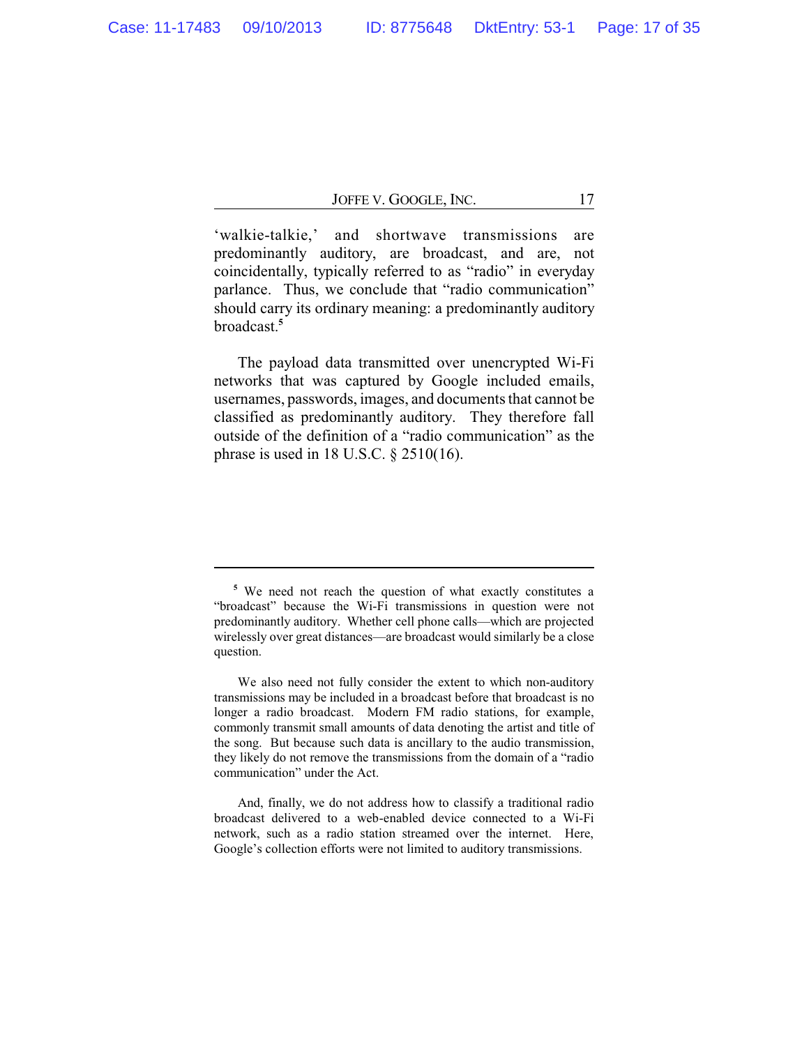'walkie-talkie,' and shortwave transmissions are predominantly auditory, are broadcast, and are, not coincidentally, typically referred to as "radio" in everyday parlance. Thus, we conclude that "radio communication" should carry its ordinary meaning: a predominantly auditory broadcast.[5]

The payload data transmitted over unencrypted Wi-Fi networks that was captured by Google included emails, usernames, passwords, images, and documents that cannot be classified as predominantly auditory. They therefore fall outside of the definition of a "radio communication" as the phrase is used in 18 U.S.C. § 2510(16).

---

[5] We need not reach the question of what exactly constitutes a "broadcast" because the Wi-Fi transmissions in question were not predominantly auditory. Whether cell phone calls—which are projected wirelessly over great distances—are broadcast would similarly be a close question.

We also need not fully consider the extent to which non-auditory transmissions may be included in a broadcast before that broadcast is no longer a radio broadcast. Modern FM radio stations, for example, commonly transmit small amounts of data denoting the artist and title of the song. But because such data is ancillary to the audio transmission, they likely do not remove the transmissions from the domain of a "radio communication" under the Act.

And, finally, we do not address how to classify a traditional radio broadcast delivered to a web-enabled device connected to a Wi-Fi network, such as a radio station streamed over the internet. Here, Google's collection efforts were not limited to auditory transmissions.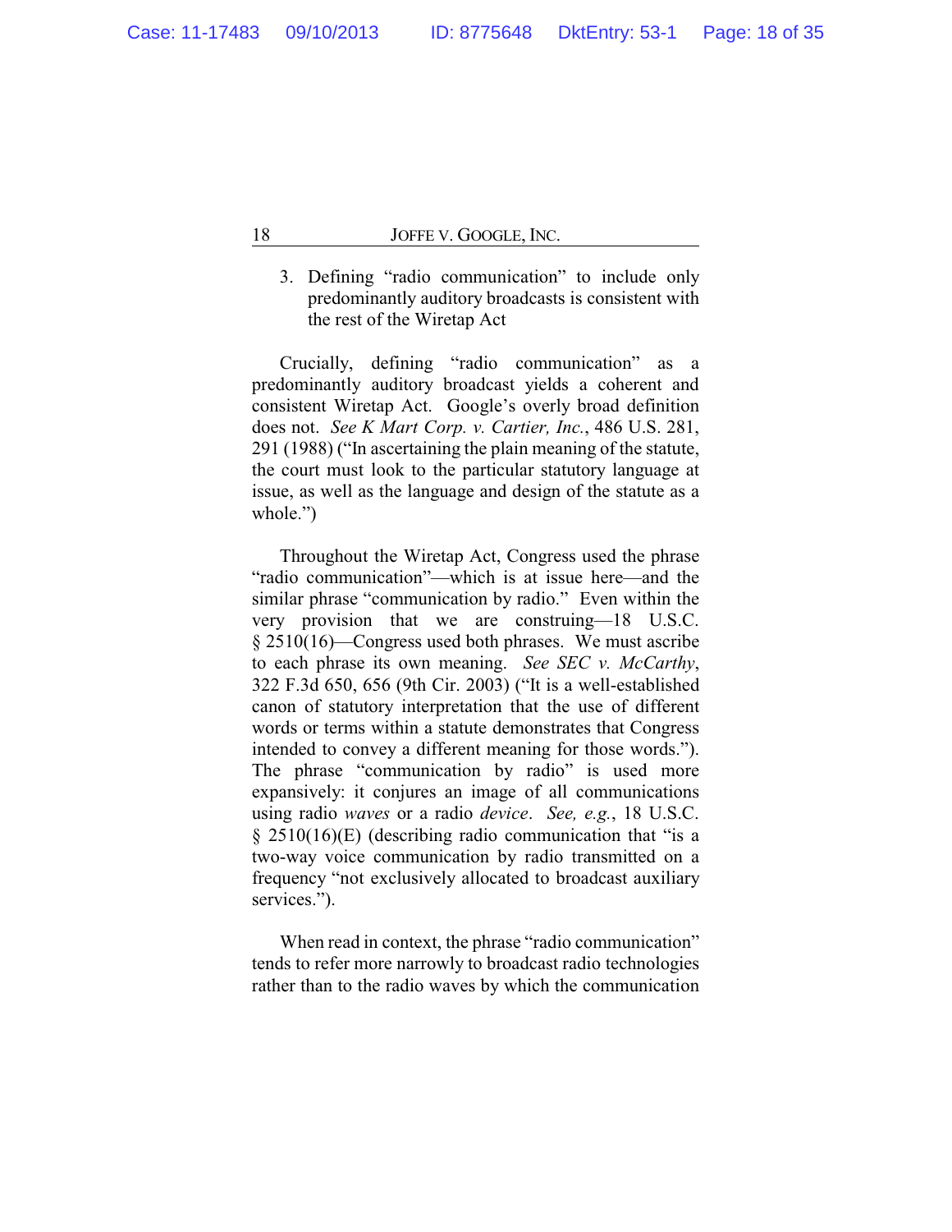3. Defining "radio communication" to include only predominantly auditory broadcasts is consistent with the rest of the Wiretap Act

Crucially, defining "radio communication" as a predominantly auditory broadcast yields a coherent and consistent Wiretap Act. Google's overly broad definition does not. *See K Mart Corp. v. Cartier, Inc.*, 486 U.S. 281, 291 (1988) ("In ascertaining the plain meaning of the statute, the court must look to the particular statutory language at issue, as well as the language and design of the statute as a whole.")

Throughout the Wiretap Act, Congress used the phrase "radio communication"—which is at issue here—and the similar phrase "communication by radio." Even within the very provision that we are construing—18 U.S.C. § 2510(16)—Congress used both phrases. We must ascribe to each phrase its own meaning. *See SEC v. McCarthy*, 322 F.3d 650, 656 (9th Cir. 2003) ("It is a well-established canon of statutory interpretation that the use of different words or terms within a statute demonstrates that Congress intended to convey a different meaning for those words."). The phrase "communication by radio" is used more expansively: it conjures an image of all communications using radio *waves* or a radio *device*. *See, e.g.*, 18 U.S.C. § 2510(16)(E) (describing radio communication that "is a two-way voice communication by radio transmitted on a frequency "not exclusively allocated to broadcast auxiliary services.").

When read in context, the phrase "radio communication" tends to refer more narrowly to broadcast radio technologies rather than to the radio waves by which the communication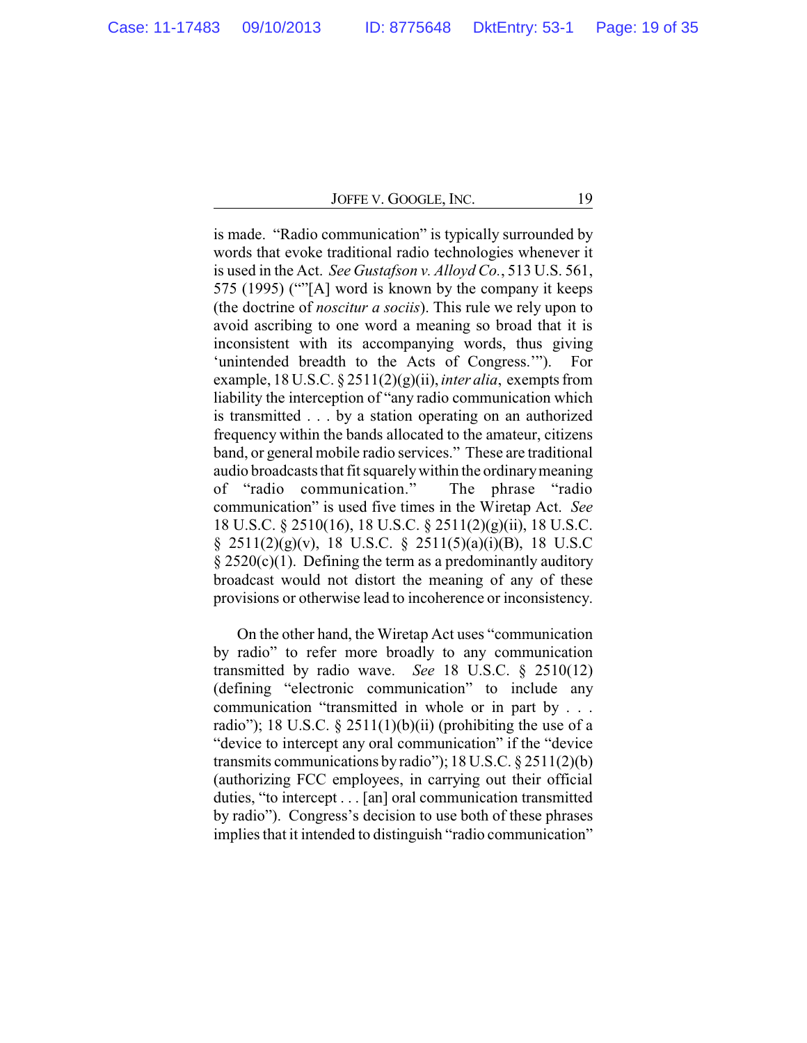is made. "Radio communication" is typically surrounded by words that evoke traditional radio technologies whenever it is used in the Act. *See Gustafson v. Alloyd Co.*, 513 U.S. 561, 575 (1995) (""[A] word is known by the company it keeps (the doctrine of *noscitur a sociis*). This rule we rely upon to avoid ascribing to one word a meaning so broad that it is inconsistent with its accompanying words, thus giving 'unintended breadth to the Acts of Congress.'"). For example, 18 U.S.C. § 2511(2)(g)(ii), *inter alia*, exempts from liability the interception of "any radio communication which is transmitted . . . by a station operating on an authorized frequency within the bands allocated to the amateur, citizens band, or general mobile radio services." These are traditional audio broadcasts that fit squarely within the ordinary meaning of "radio communication." The phrase "radio communication" is used five times in the Wiretap Act. *See* 18 U.S.C. § 2510(16), 18 U.S.C. § 2511(2)(g)(ii), 18 U.S.C. § 2511(2)(g)(v), 18 U.S.C. § 2511(5)(a)(i)(B), 18 U.S.C § 2520(c)(1). Defining the term as a predominantly auditory broadcast would not distort the meaning of any of these provisions or otherwise lead to incoherence or inconsistency.

On the other hand, the Wiretap Act uses "communication by radio" to refer more broadly to any communication transmitted by radio wave. *See* 18 U.S.C. § 2510(12) (defining "electronic communication" to include any communication "transmitted in whole or in part by . . . radio"); 18 U.S.C. § 2511(1)(b)(ii) (prohibiting the use of a "device to intercept any oral communication" if the "device transmits communications by radio"); 18 U.S.C. § 2511(2)(b) (authorizing FCC employees, in carrying out their official duties, "to intercept . . . [an] oral communication transmitted by radio"). Congress's decision to use both of these phrases implies that it intended to distinguish "radio communication"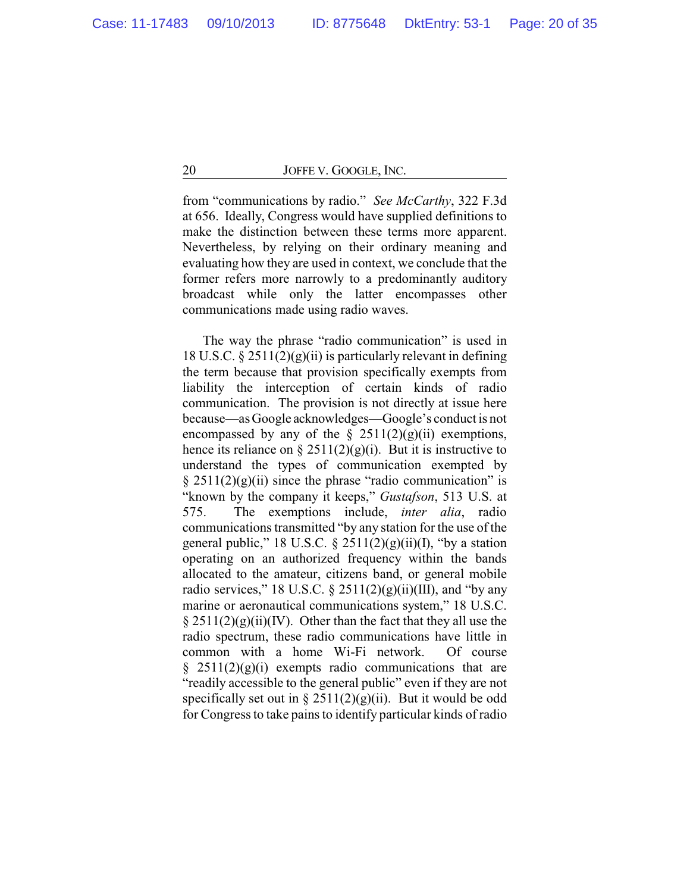from "communications by radio." *See McCarthy*, 322 F.3d at 656. Ideally, Congress would have supplied definitions to make the distinction between these terms more apparent. Nevertheless, by relying on their ordinary meaning and evaluating how they are used in context, we conclude that the former refers more narrowly to a predominantly auditory broadcast while only the latter encompasses other communications made using radio waves.

The way the phrase "radio communication" is used in 18 U.S.C. § 2511(2)(g)(ii) is particularly relevant in defining the term because that provision specifically exempts from liability the interception of certain kinds of radio communication. The provision is not directly at issue here because—as Google acknowledges—Google's conduct is not encompassed by any of the § 2511(2)(g)(ii) exemptions, hence its reliance on § 2511(2)(g)(i). But it is instructive to understand the types of communication exempted by § 2511(2)(g)(ii) since the phrase "radio communication" is "known by the company it keeps," *Gustafson*, 513 U.S. at 575. The exemptions include, *inter alia*, radio communications transmitted "by any station for the use of the general public," 18 U.S.C. § 2511(2)(g)(ii)(I), "by a station operating on an authorized frequency within the bands allocated to the amateur, citizens band, or general mobile radio services," 18 U.S.C. § 2511(2)(g)(ii)(III), and "by any marine or aeronautical communications system," 18 U.S.C. § 2511(2)(g)(ii)(IV). Other than the fact that they all use the radio spectrum, these radio communications have little in common with a home Wi-Fi network. Of course § 2511(2)(g)(i) exempts radio communications that are "readily accessible to the general public" even if they are not specifically set out in § 2511(2)(g)(ii). But it would be odd for Congress to take pains to identify particular kinds of radio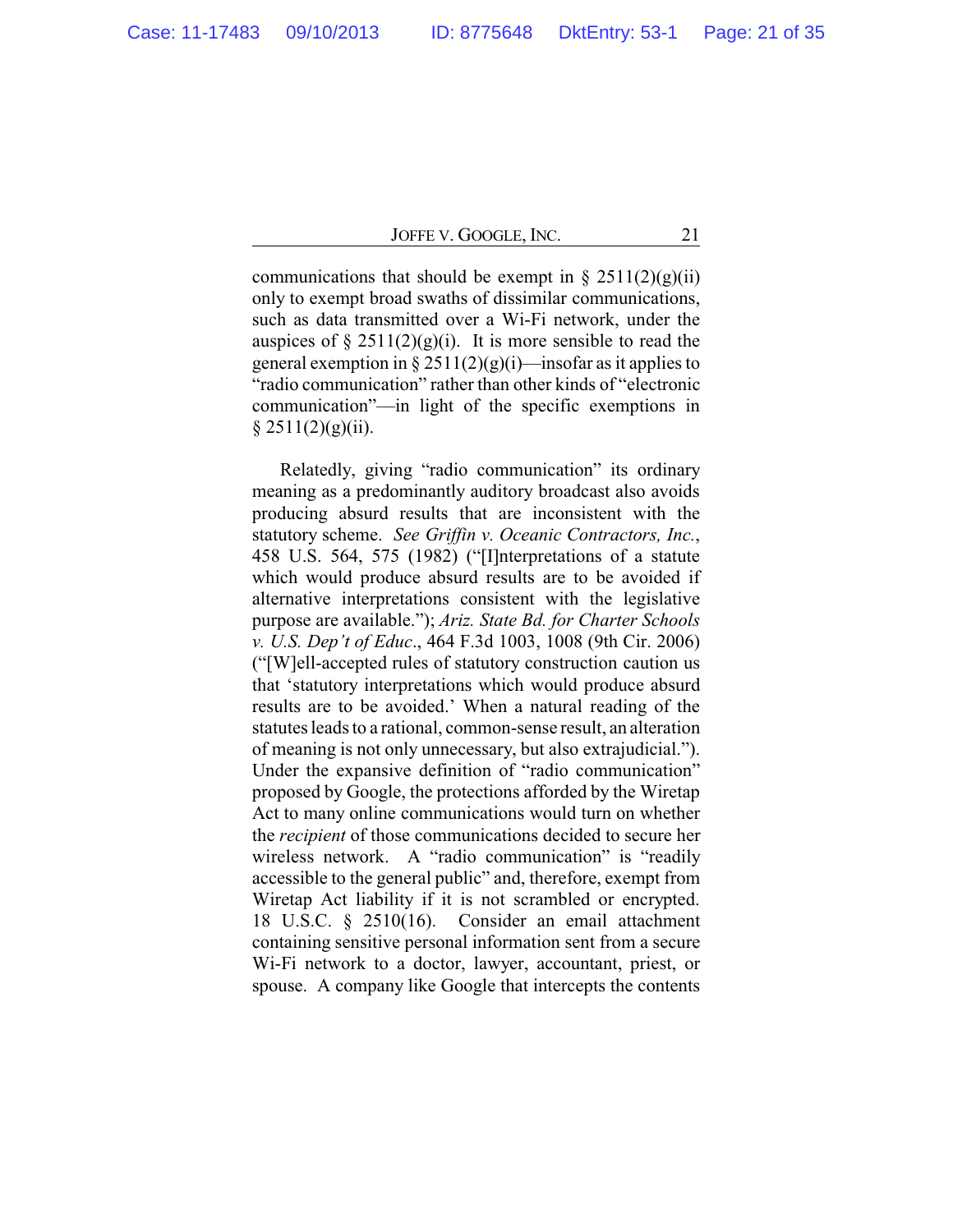communications that should be exempt in § 2511(2)(g)(ii) only to exempt broad swaths of dissimilar communications, such as data transmitted over a Wi-Fi network, under the auspices of § 2511(2)(g)(i). It is more sensible to read the general exemption in § 2511(2)(g)(i)—insofar as it applies to "radio communication" rather than other kinds of "electronic communication"—in light of the specific exemptions in § 2511(2)(g)(ii).

Relatedly, giving "radio communication" its ordinary meaning as a predominantly auditory broadcast also avoids producing absurd results that are inconsistent with the statutory scheme. *See Griffin v. Oceanic Contractors, Inc.*, 458 U.S. 564, 575 (1982) ("[I]nterpretations of a statute which would produce absurd results are to be avoided if alternative interpretations consistent with the legislative purpose are available."); *Ariz. State Bd. for Charter Schools v. U.S. Dep't of Educ.*, 464 F.3d 1003, 1008 (9th Cir. 2006) ("[W]ell-accepted rules of statutory construction caution us that 'statutory interpretations which would produce absurd results are to be avoided.' When a natural reading of the statutes leads to a rational, common-sense result, an alteration of meaning is not only unnecessary, but also extrajudicial."). Under the expansive definition of "radio communication" proposed by Google, the protections afforded by the Wiretap Act to many online communications would turn on whether the *recipient* of those communications decided to secure her wireless network. A "radio communication" is "readily accessible to the general public" and, therefore, exempt from Wiretap Act liability if it is not scrambled or encrypted. 18 U.S.C. § 2510(16). Consider an email attachment containing sensitive personal information sent from a secure Wi-Fi network to a doctor, lawyer, accountant, priest, or spouse. A company like Google that intercepts the contents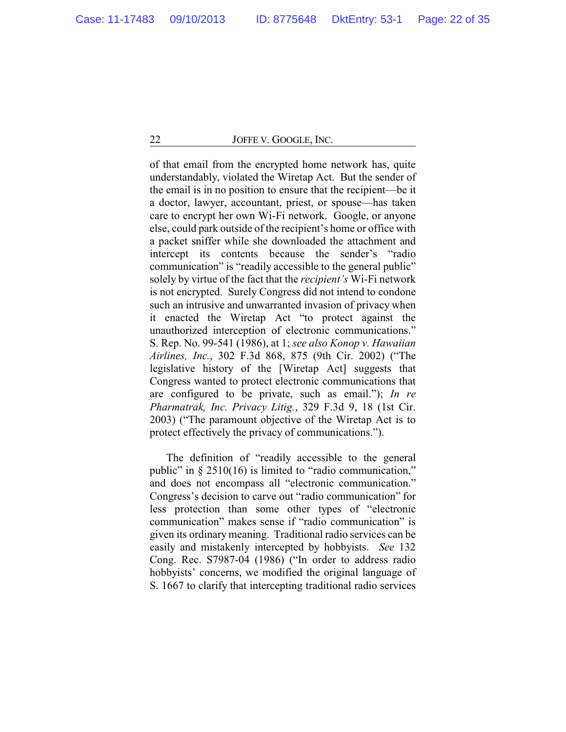of that email from the encrypted home network has, quite understandably, violated the Wiretap Act. But the sender of the email is in no position to ensure that the recipient—be it a doctor, lawyer, accountant, priest, or spouse—has taken care to encrypt her own Wi-Fi network. Google, or anyone else, could park outside of the recipient's home or office with a packet sniffer while she downloaded the attachment and intercept its contents because the sender's "radio communication" is "readily accessible to the general public" solely by virtue of the fact that the *recipient's* Wi-Fi network is not encrypted. Surely Congress did not intend to condone such an intrusive and unwarranted invasion of privacy when it enacted the Wiretap Act "to protect against the unauthorized interception of electronic communications." S. Rep. No. 99-541 (1986), at 1; *see also Konop v. Hawaiian Airlines, Inc.*, 302 F.3d 868, 875 (9th Cir. 2002) ("The legislative history of the [Wiretap Act] suggests that Congress wanted to protect electronic communications that are configured to be private, such as email."); *In re Pharmatrak, Inc. Privacy Litig.*, 329 F.3d 9, 18 (1st Cir. 2003) ("The paramount objective of the Wiretap Act is to protect effectively the privacy of communications.").

The definition of "readily accessible to the general public" in § 2510(16) is limited to "radio communication," and does not encompass all "electronic communication." Congress's decision to carve out "radio communication" for less protection than some other types of "electronic communication" makes sense if "radio communication" is given its ordinary meaning. Traditional radio services can be easily and mistakenly intercepted by hobbyists. *See* 132 Cong. Rec. S7987-04 (1986) ("In order to address radio hobbyists' concerns, we modified the original language of S. 1667 to clarify that intercepting traditional radio services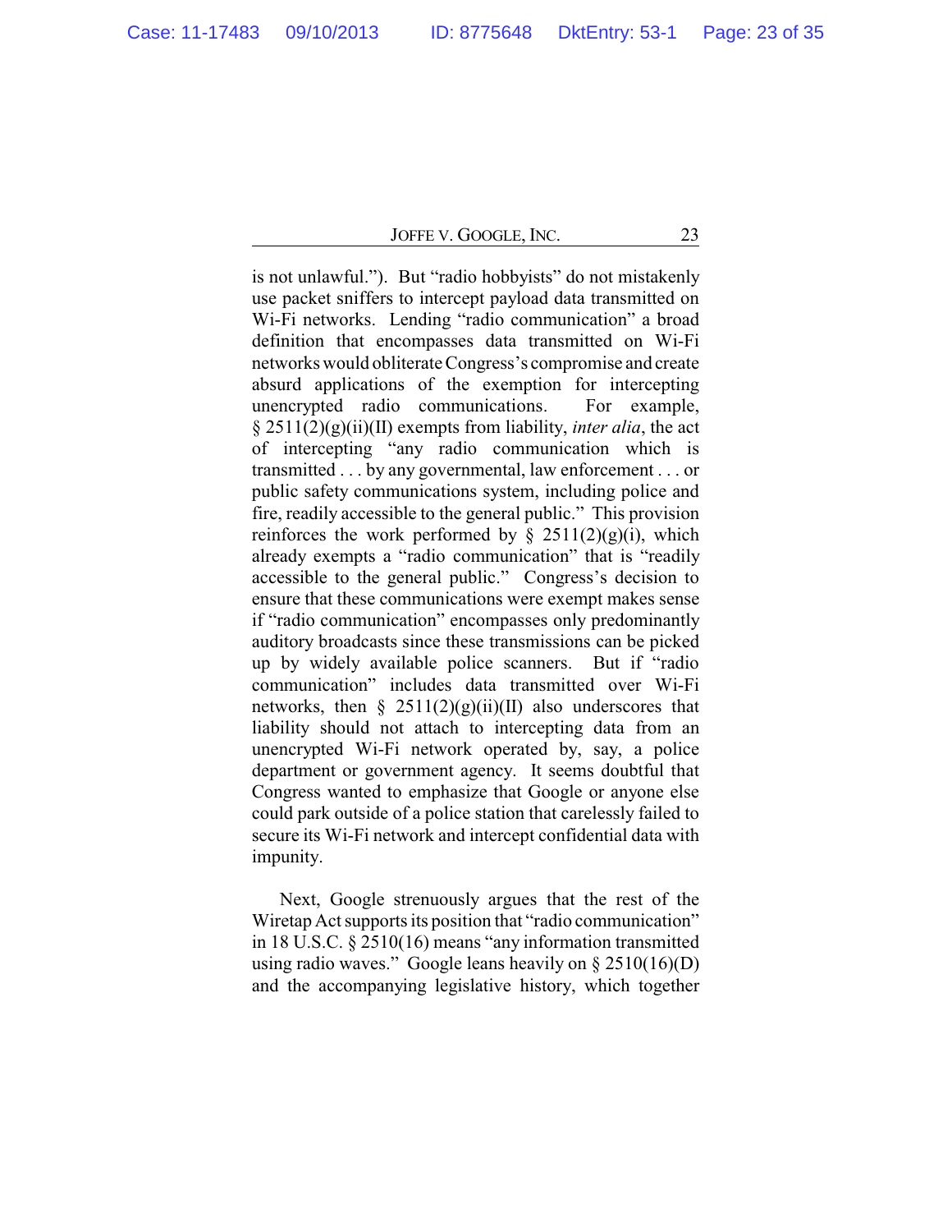is not unlawful."). But "radio hobbyists" do not mistakenly use packet sniffers to intercept payload data transmitted on Wi-Fi networks. Lending "radio communication" a broad definition that encompasses data transmitted on Wi-Fi networks would obliterate Congress's compromise and create absurd applications of the exemption for intercepting unencrypted radio communications. For example, § 2511(2)(g)(ii)(II) exempts from liability, *inter alia*, the act of intercepting "any radio communication which is transmitted . . . by any governmental, law enforcement . . . or public safety communications system, including police and fire, readily accessible to the general public." This provision reinforces the work performed by § 2511(2)(g)(i), which already exempts a "radio communication" that is "readily accessible to the general public." Congress's decision to ensure that these communications were exempt makes sense if "radio communication" encompasses only predominantly auditory broadcasts since these transmissions can be picked up by widely available police scanners. But if "radio communication" includes data transmitted over Wi-Fi networks, then § 2511(2)(g)(ii)(II) also underscores that liability should not attach to intercepting data from an unencrypted Wi-Fi network operated by, say, a police department or government agency. It seems doubtful that Congress wanted to emphasize that Google or anyone else could park outside of a police station that carelessly failed to secure its Wi-Fi network and intercept confidential data with impunity.

Next, Google strenuously argues that the rest of the Wiretap Act supports its position that "radio communication" in 18 U.S.C. § 2510(16) means "any information transmitted using radio waves." Google leans heavily on § 2510(16)(D) and the accompanying legislative history, which together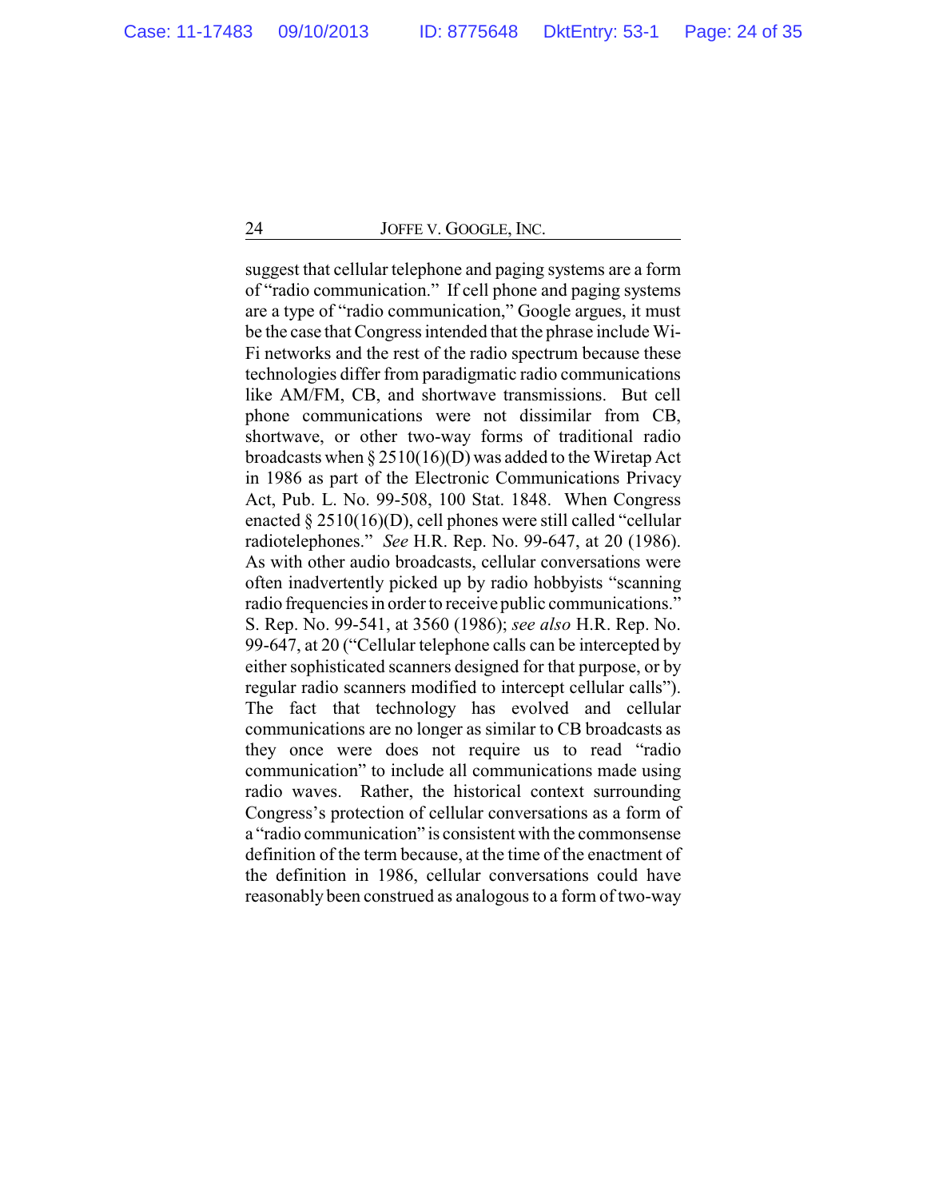suggest that cellular telephone and paging systems are a form of "radio communication." If cell phone and paging systems are a type of "radio communication," Google argues, it must be the case that Congress intended that the phrase include Wi-Fi networks and the rest of the radio spectrum because these technologies differ from paradigmatic radio communications like AM/FM, CB, and shortwave transmissions. But cell phone communications were not dissimilar from CB, shortwave, or other two-way forms of traditional radio broadcasts when § 2510(16)(D) was added to the Wiretap Act in 1986 as part of the Electronic Communications Privacy Act, Pub. L. No. 99-508, 100 Stat. 1848. When Congress enacted § 2510(16)(D), cell phones were still called "cellular radiotelephones." *See* H.R. Rep. No. 99-647, at 20 (1986). As with other audio broadcasts, cellular conversations were often inadvertently picked up by radio hobbyists "scanning radio frequencies in order to receive public communications." S. Rep. No. 99-541, at 3560 (1986); *see also* H.R. Rep. No. 99-647, at 20 ("Cellular telephone calls can be intercepted by either sophisticated scanners designed for that purpose, or by regular radio scanners modified to intercept cellular calls"). The fact that technology has evolved and cellular communications are no longer as similar to CB broadcasts as they once were does not require us to read "radio communication" to include all communications made using radio waves. Rather, the historical context surrounding Congress's protection of cellular conversations as a form of a "radio communication" is consistent with the commonsense definition of the term because, at the time of the enactment of the definition in 1986, cellular conversations could have reasonably been construed as analogous to a form of two-way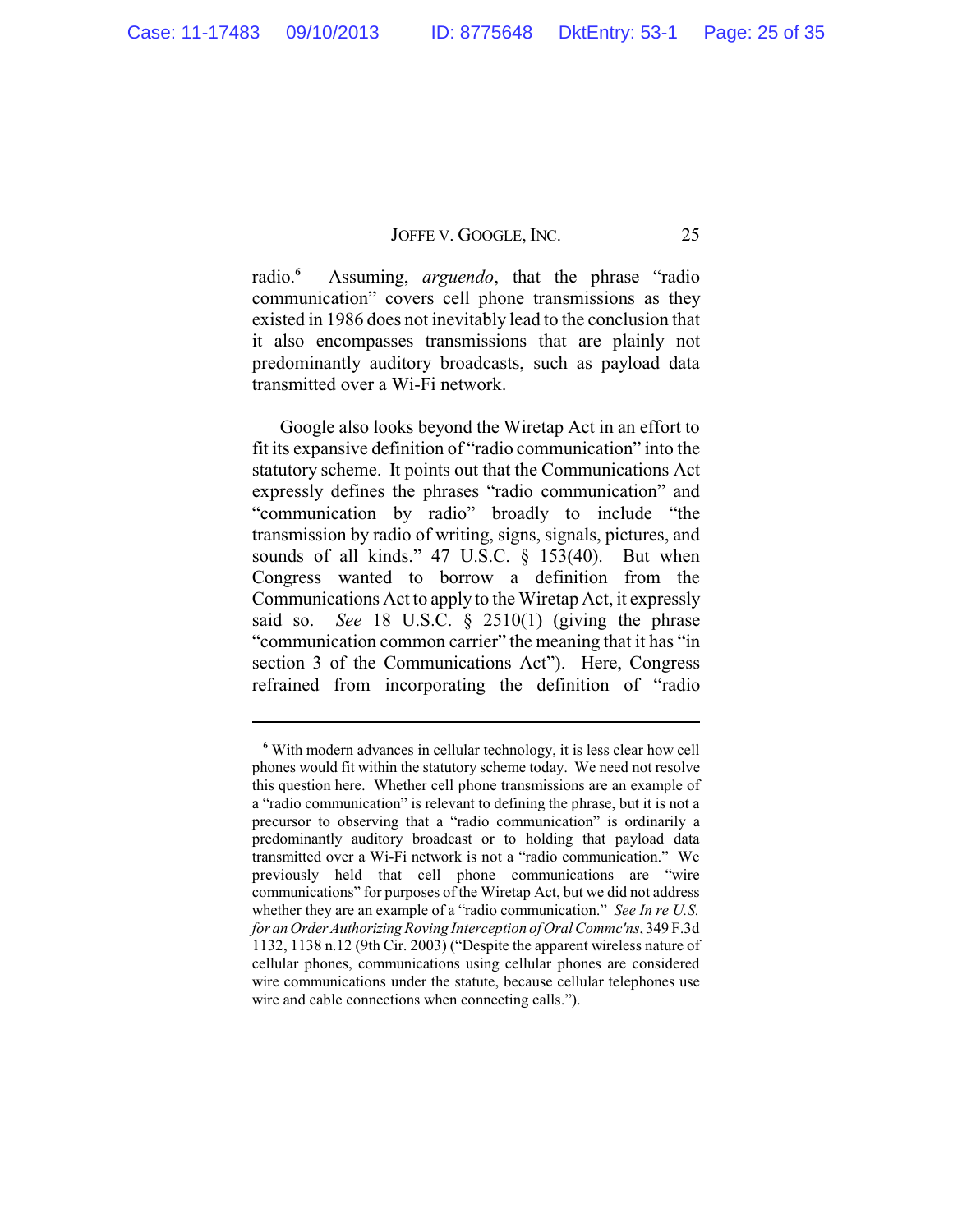radio.[6] Assuming, *arguendo*, that the phrase "radio communication" covers cell phone transmissions as they existed in 1986 does not inevitably lead to the conclusion that it also encompasses transmissions that are plainly not predominantly auditory broadcasts, such as payload data transmitted over a Wi-Fi network.

Google also looks beyond the Wiretap Act in an effort to fit its expansive definition of "radio communication" into the statutory scheme. It points out that the Communications Act expressly defines the phrases "radio communication" and "communication by radio" broadly to include "the transmission by radio of writing, signs, signals, pictures, and sounds of all kinds." 47 U.S.C. § 153(40). But when Congress wanted to borrow a definition from the Communications Act to apply to the Wiretap Act, it expressly said so. *See* 18 U.S.C. § 2510(1) (giving the phrase "communication common carrier" the meaning that it has "in section 3 of the Communications Act"). Here, Congress refrained from incorporating the definition of "radio

---

[6] With modern advances in cellular technology, it is less clear how cell phones would fit within the statutory scheme today. We need not resolve this question here. Whether cell phone transmissions are an example of a "radio communication" is relevant to defining the phrase, but it is not a precursor to observing that a "radio communication" is ordinarily a predominantly auditory broadcast or to holding that payload data transmitted over a Wi-Fi network is not a "radio communication." We previously held that cell phone communications are "wire communications" for purposes of the Wiretap Act, but we did not address whether they are an example of a "radio communication." *See In re U.S. for an Order Authorizing Roving Interception of Oral Commc'ns*, 349 F.3d 1132, 1138 n.12 (9th Cir. 2003) ("Despite the apparent wireless nature of cellular phones, communications using cellular phones are considered wire communications under the statute, because cellular telephones use wire and cable connections when connecting calls.").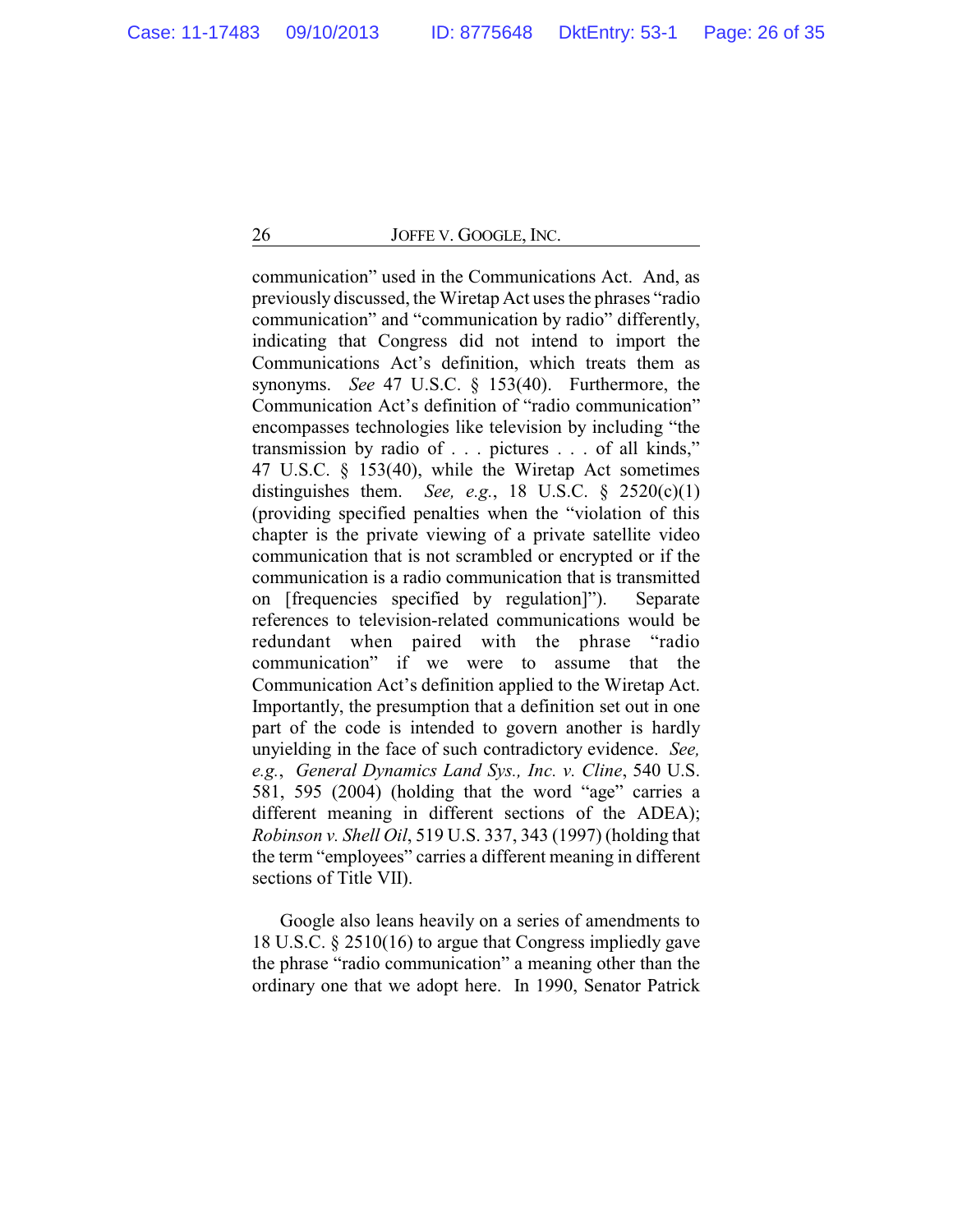communication" used in the Communications Act. And, as previously discussed, the Wiretap Act uses the phrases "radio communication" and "communication by radio" differently, indicating that Congress did not intend to import the Communications Act's definition, which treats them as synonyms. *See* 47 U.S.C. § 153(40). Furthermore, the Communication Act's definition of "radio communication" encompasses technologies like television by including "the transmission by radio of . . . pictures . . . of all kinds," 47 U.S.C. § 153(40), while the Wiretap Act sometimes distinguishes them. *See, e.g.*, 18 U.S.C. § 2520(c)(1) (providing specified penalties when the "violation of this chapter is the private viewing of a private satellite video communication that is not scrambled or encrypted or if the communication is a radio communication that is transmitted on [frequencies specified by regulation]"). Separate references to television-related communications would be redundant when paired with the phrase "radio communication" if we were to assume that the Communication Act's definition applied to the Wiretap Act. Importantly, the presumption that a definition set out in one part of the code is intended to govern another is hardly unyielding in the face of such contradictory evidence. *See, e.g.*, *General Dynamics Land Sys., Inc. v. Cline*, 540 U.S. 581, 595 (2004) (holding that the word "age" carries a different meaning in different sections of the ADEA); *Robinson v. Shell Oil*, 519 U.S. 337, 343 (1997) (holding that the term "employees" carries a different meaning in different sections of Title VII).

Google also leans heavily on a series of amendments to 18 U.S.C. § 2510(16) to argue that Congress impliedly gave the phrase "radio communication" a meaning other than the ordinary one that we adopt here. In 1990, Senator Patrick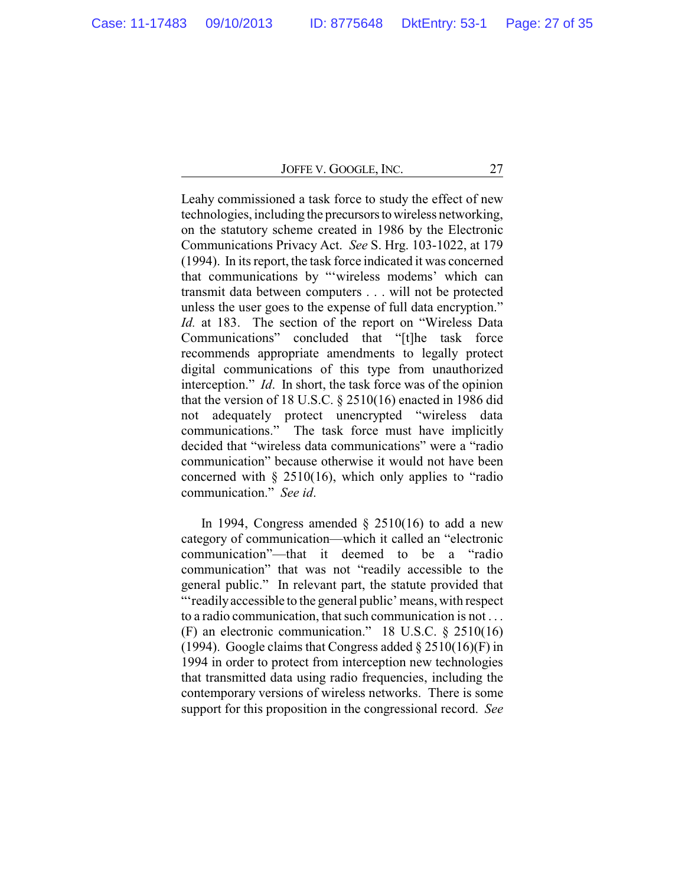Leahy commissioned a task force to study the effect of new technologies, including the precursors to wireless networking, on the statutory scheme created in 1986 by the Electronic Communications Privacy Act. *See* S. Hrg. 103-1022, at 179 (1994). In its report, the task force indicated it was concerned that communications by "'wireless modems' which can transmit data between computers . . . will not be protected unless the user goes to the expense of full data encryption." *Id.* at 183. The section of the report on "Wireless Data Communications" concluded that "[t]he task force recommends appropriate amendments to legally protect digital communications of this type from unauthorized interception." *Id*. In short, the task force was of the opinion that the version of 18 U.S.C. § 2510(16) enacted in 1986 did not adequately protect unencrypted "wireless data communications." The task force must have implicitly decided that "wireless data communications" were a "radio communication" because otherwise it would not have been concerned with § 2510(16), which only applies to "radio communication." *See id*.

In 1994, Congress amended § 2510(16) to add a new category of communication—which it called an "electronic communication"—that it deemed to be a "radio communication" that was not "readily accessible to the general public." In relevant part, the statute provided that "'readily accessible to the general public' means, with respect to a radio communication, that such communication is not . . . (F) an electronic communication." 18 U.S.C. § 2510(16) (1994). Google claims that Congress added § 2510(16)(F) in 1994 in order to protect from interception new technologies that transmitted data using radio frequencies, including the contemporary versions of wireless networks. There is some support for this proposition in the congressional record. *See*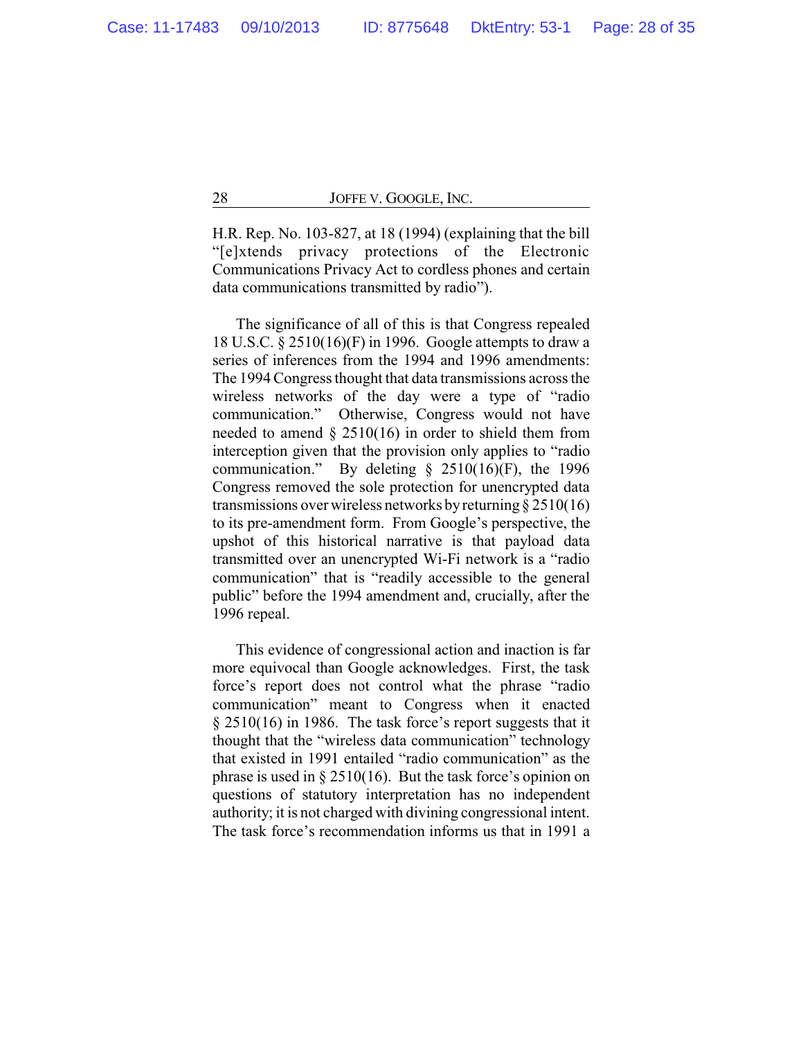H.R. Rep. No. 103-827, at 18 (1994) (explaining that the bill "[e]xtends privacy protections of the Electronic Communications Privacy Act to cordless phones and certain data communications transmitted by radio").

The significance of all of this is that Congress repealed 18 U.S.C. § 2510(16)(F) in 1996. Google attempts to draw a series of inferences from the 1994 and 1996 amendments: The 1994 Congress thought that data transmissions across the wireless networks of the day were a type of "radio communication." Otherwise, Congress would not have needed to amend § 2510(16) in order to shield them from interception given that the provision only applies to "radio communication." By deleting § 2510(16)(F), the 1996 Congress removed the sole protection for unencrypted data transmissions over wireless networks by returning § 2510(16) to its pre-amendment form. From Google's perspective, the upshot of this historical narrative is that payload data transmitted over an unencrypted Wi-Fi network is a "radio communication" that is "readily accessible to the general public" before the 1994 amendment and, crucially, after the 1996 repeal.

This evidence of congressional action and inaction is far more equivocal than Google acknowledges. First, the task force's report does not control what the phrase "radio communication" meant to Congress when it enacted § 2510(16) in 1986. The task force's report suggests that it thought that the "wireless data communication" technology that existed in 1991 entailed "radio communication" as the phrase is used in § 2510(16). But the task force's opinion on questions of statutory interpretation has no independent authority; it is not charged with divining congressional intent. The task force's recommendation informs us that in 1991 a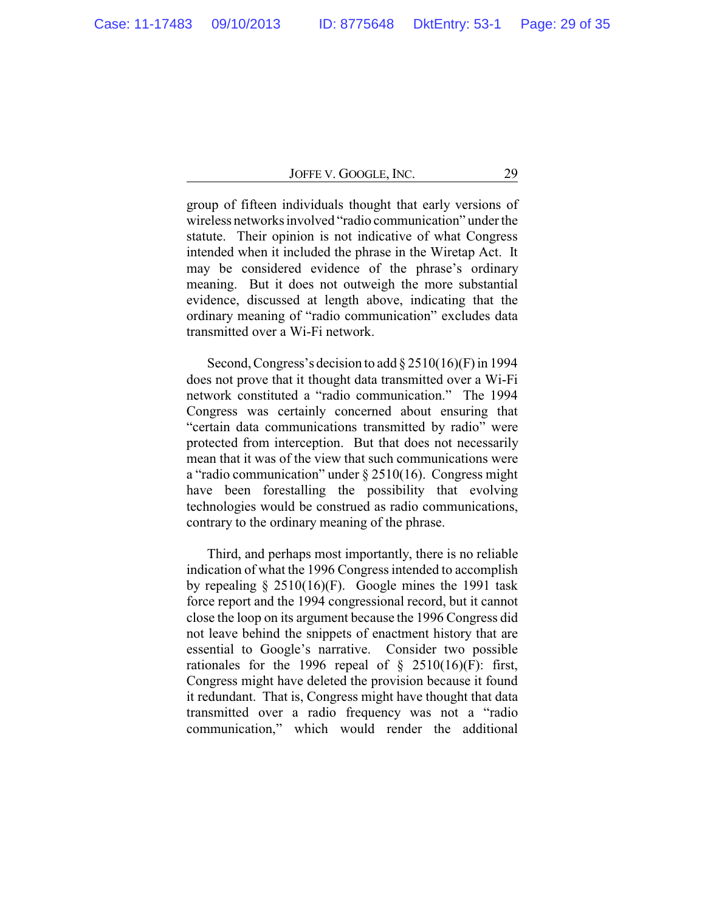group of fifteen individuals thought that early versions of wireless networks involved "radio communication" under the statute. Their opinion is not indicative of what Congress intended when it included the phrase in the Wiretap Act. It may be considered evidence of the phrase's ordinary meaning. But it does not outweigh the more substantial evidence, discussed at length above, indicating that the ordinary meaning of "radio communication" excludes data transmitted over a Wi-Fi network.

Second, Congress's decision to add § 2510(16)(F) in 1994 does not prove that it thought data transmitted over a Wi-Fi network constituted a "radio communication." The 1994 Congress was certainly concerned about ensuring that "certain data communications transmitted by radio" were protected from interception. But that does not necessarily mean that it was of the view that such communications were a "radio communication" under § 2510(16). Congress might have been forestalling the possibility that evolving technologies would be construed as radio communications, contrary to the ordinary meaning of the phrase.

Third, and perhaps most importantly, there is no reliable indication of what the 1996 Congress intended to accomplish by repealing § 2510(16)(F). Google mines the 1991 task force report and the 1994 congressional record, but it cannot close the loop on its argument because the 1996 Congress did not leave behind the snippets of enactment history that are essential to Google's narrative. Consider two possible rationales for the 1996 repeal of § 2510(16)(F): first, Congress might have deleted the provision because it found it redundant. That is, Congress might have thought that data transmitted over a radio frequency was not a "radio communication," which would render the additional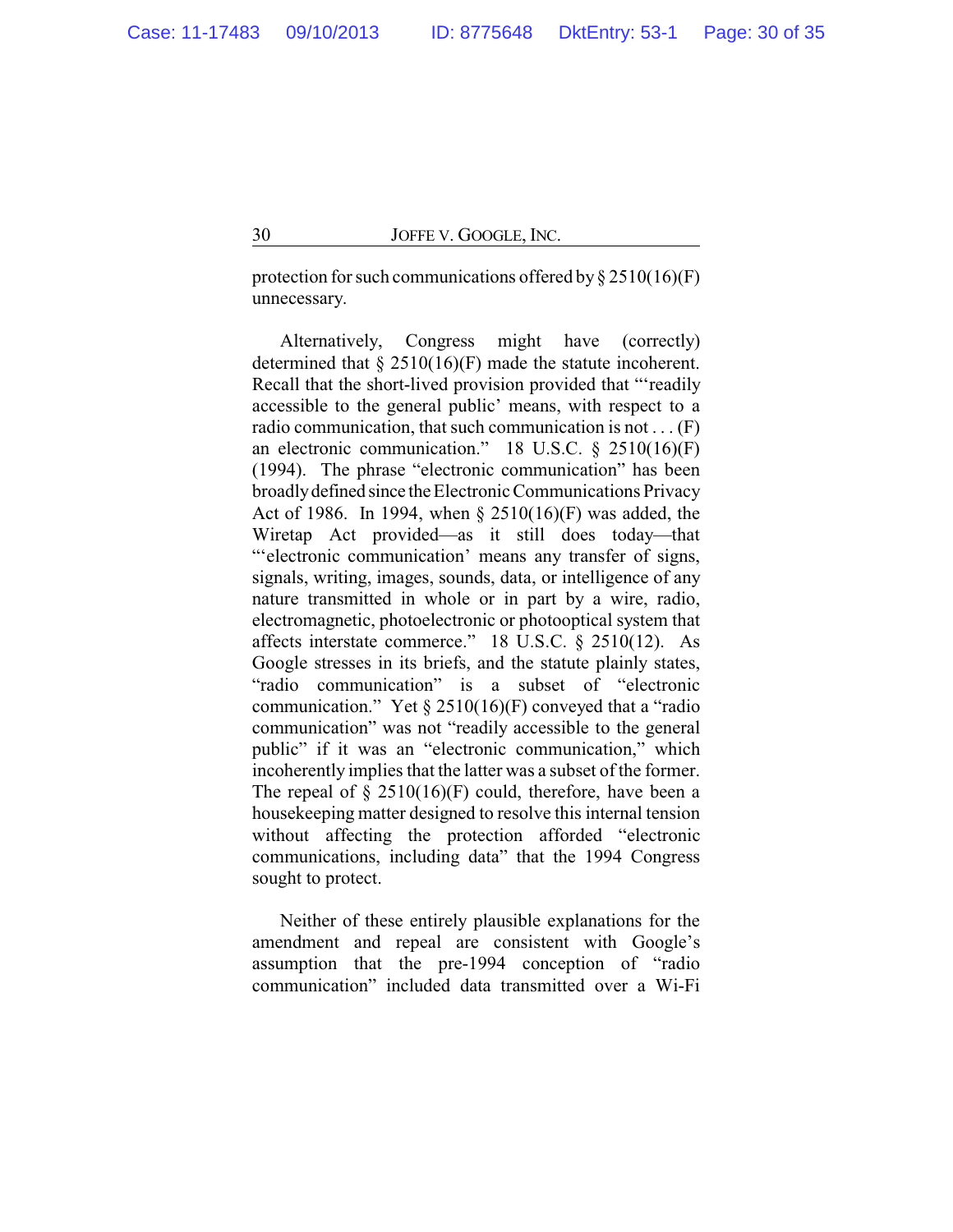protection for such communications offered by § 2510(16)(F) unnecessary.

Alternatively, Congress might have (correctly) determined that § 2510(16)(F) made the statute incoherent. Recall that the short-lived provision provided that "'readily accessible to the general public' means, with respect to a radio communication, that such communication is not . . . (F) an electronic communication." 18 U.S.C. § 2510(16)(F) (1994). The phrase "electronic communication" has been broadly defined since the Electronic Communications Privacy Act of 1986. In 1994, when § 2510(16)(F) was added, the Wiretap Act provided—as it still does today—that "'electronic communication' means any transfer of signs, signals, writing, images, sounds, data, or intelligence of any nature transmitted in whole or in part by a wire, radio, electromagnetic, photoelectronic or photooptical system that affects interstate commerce." 18 U.S.C. § 2510(12). As Google stresses in its briefs, and the statute plainly states, "radio communication" is a subset of "electronic communication." Yet § 2510(16)(F) conveyed that a "radio communication" was not "readily accessible to the general public" if it was an "electronic communication," which incoherently implies that the latter was a subset of the former. The repeal of § 2510(16)(F) could, therefore, have been a housekeeping matter designed to resolve this internal tension without affecting the protection afforded "electronic communications, including data" that the 1994 Congress sought to protect.

Neither of these entirely plausible explanations for the amendment and repeal are consistent with Google's assumption that the pre-1994 conception of "radio communication" included data transmitted over a Wi-Fi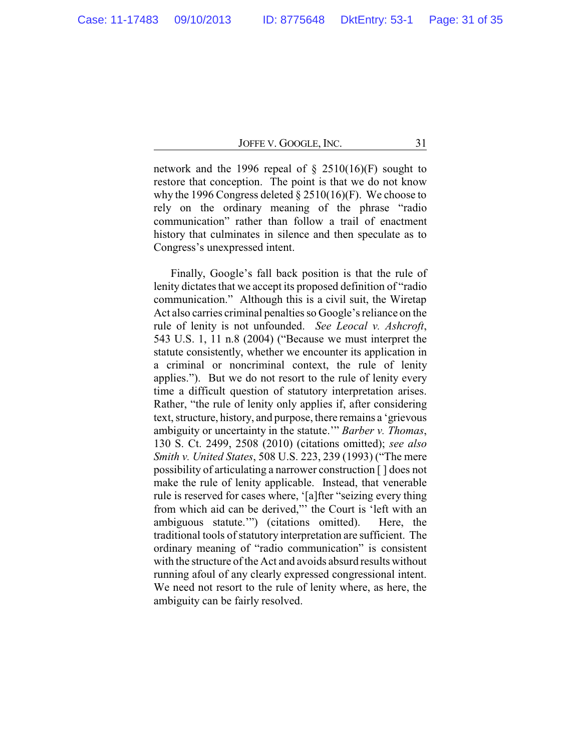network and the 1996 repeal of § 2510(16)(F) sought to restore that conception. The point is that we do not know why the 1996 Congress deleted § 2510(16)(F). We choose to rely on the ordinary meaning of the phrase "radio communication" rather than follow a trail of enactment history that culminates in silence and then speculate as to Congress's unexpressed intent.

Finally, Google's fall back position is that the rule of lenity dictates that we accept its proposed definition of "radio communication." Although this is a civil suit, the Wiretap Act also carries criminal penalties so Google's reliance on the rule of lenity is not unfounded. *See Leocal v. Ashcroft*, 543 U.S. 1, 11 n.8 (2004) ("Because we must interpret the statute consistently, whether we encounter its application in a criminal or noncriminal context, the rule of lenity applies."). But we do not resort to the rule of lenity every time a difficult question of statutory interpretation arises. Rather, "the rule of lenity only applies if, after considering text, structure, history, and purpose, there remains a 'grievous ambiguity or uncertainty in the statute.'" *Barber v. Thomas*, 130 S. Ct. 2499, 2508 (2010) (citations omitted); *see also Smith v. United States*, 508 U.S. 223, 239 (1993) ("The mere possibility of articulating a narrower construction [ ] does not make the rule of lenity applicable. Instead, that venerable rule is reserved for cases where, '[a]fter "seizing every thing from which aid can be derived,"' the Court is 'left with an ambiguous statute.'") (citations omitted). Here, the traditional tools of statutory interpretation are sufficient. The ordinary meaning of "radio communication" is consistent with the structure of the Act and avoids absurd results without running afoul of any clearly expressed congressional intent. We need not resort to the rule of lenity where, as here, the ambiguity can be fairly resolved.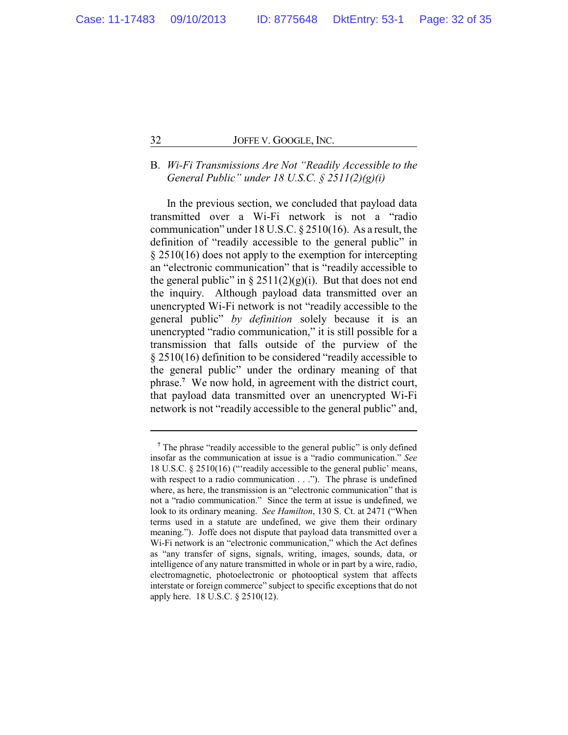### B. *Wi-Fi Transmissions Are Not "Readily Accessible to the General Public" under 18 U.S.C. § 2511(2)(g)(i)*

In the previous section, we concluded that payload data transmitted over a Wi-Fi network is not a "radio communication" under 18 U.S.C. § 2510(16). As a result, the definition of "readily accessible to the general public" in § 2510(16) does not apply to the exemption for intercepting an "electronic communication" that is "readily accessible to the general public" in § 2511(2)(g)(i). But that does not end the inquiry. Although payload data transmitted over an unencrypted Wi-Fi network is not "readily accessible to the general public" *by definition* solely because it is an unencrypted "radio communication," it is still possible for a transmission that falls outside of the purview of the § 2510(16) definition to be considered "readily accessible to the general public" under the ordinary meaning of that phrase.[7] We now hold, in agreement with the district court, that payload data transmitted over an unencrypted Wi-Fi network is not "readily accessible to the general public" and,

---

[7] The phrase "readily accessible to the general public" is only defined insofar as the communication at issue is a "radio communication." *See* 18 U.S.C. § 2510(16) ("'readily accessible to the general public' means, with respect to a radio communication . . ."). The phrase is undefined where, as here, the transmission is an "electronic communication" that is not a "radio communication." Since the term at issue is undefined, we look to its ordinary meaning. *See Hamilton*, 130 S. Ct. at 2471 ("When terms used in a statute are undefined, we give them their ordinary meaning."). Joffe does not dispute that payload data transmitted over a Wi-Fi network is an "electronic communication," which the Act defines as "any transfer of signs, signals, writing, images, sounds, data, or intelligence of any nature transmitted in whole or in part by a wire, radio, electromagnetic, photoelectronic or photooptical system that affects interstate or foreign commerce" subject to specific exceptions that do not apply here. 18 U.S.C. § 2510(12).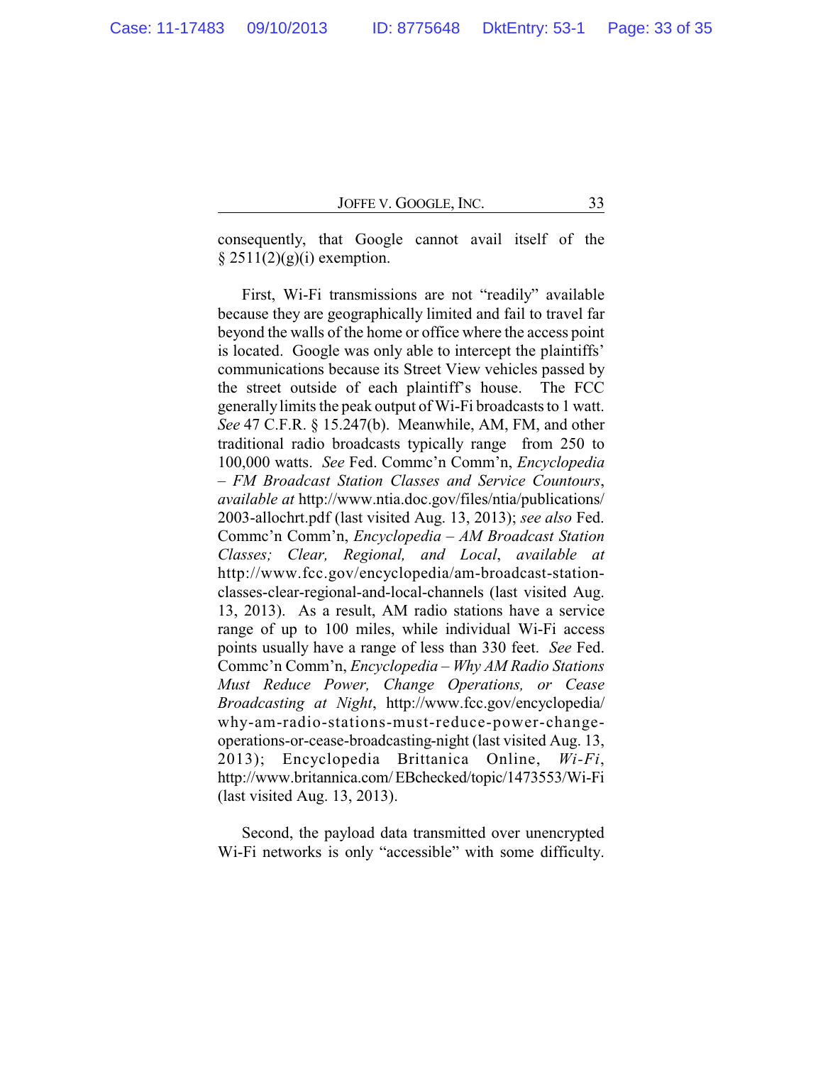consequently, that Google cannot avail itself of the § 2511(2)(g)(i) exemption.

First, Wi-Fi transmissions are not "readily" available because they are geographically limited and fail to travel far beyond the walls of the home or office where the access point is located. Google was only able to intercept the plaintiffs' communications because its Street View vehicles passed by the street outside of each plaintiff's house. The FCC generally limits the peak output of Wi-Fi broadcasts to 1 watt. *See* 47 C.F.R. § 15.247(b). Meanwhile, AM, FM, and other traditional radio broadcasts typically range from 250 to 100,000 watts. *See* Fed. Commc'n Comm'n, *Encyclopedia – FM Broadcast Station Classes and Service Countours*, *available at* http://www.ntia.doc.gov/files/ntia/publications/2003-allochrt.pdf (last visited Aug. 13, 2013); *see also* Fed. Commc'n Comm'n, *Encyclopedia – AM Broadcast Station Classes; Clear, Regional, and Local*, *available at* http://www.fcc.gov/encyclopedia/am-broadcast-station-classes-clear-regional-and-local-channels (last visited Aug. 13, 2013). As a result, AM radio stations have a service range of up to 100 miles, while individual Wi-Fi access points usually have a range of less than 330 feet. *See* Fed. Commc'n Comm'n, *Encyclopedia – Why AM Radio Stations Must Reduce Power, Change Operations, or Cease Broadcasting at Night*, http://www.fcc.gov/encyclopedia/why-am-radio-stations-must-reduce-power-change-operations-or-cease-broadcasting-night (last visited Aug. 13, 2013); Encyclopedia Brittanica Online, *Wi-Fi*, http://www.britannica.com/ EBchecked/topic/1473553/Wi-Fi (last visited Aug. 13, 2013).

Second, the payload data transmitted over unencrypted Wi-Fi networks is only "accessible" with some difficulty.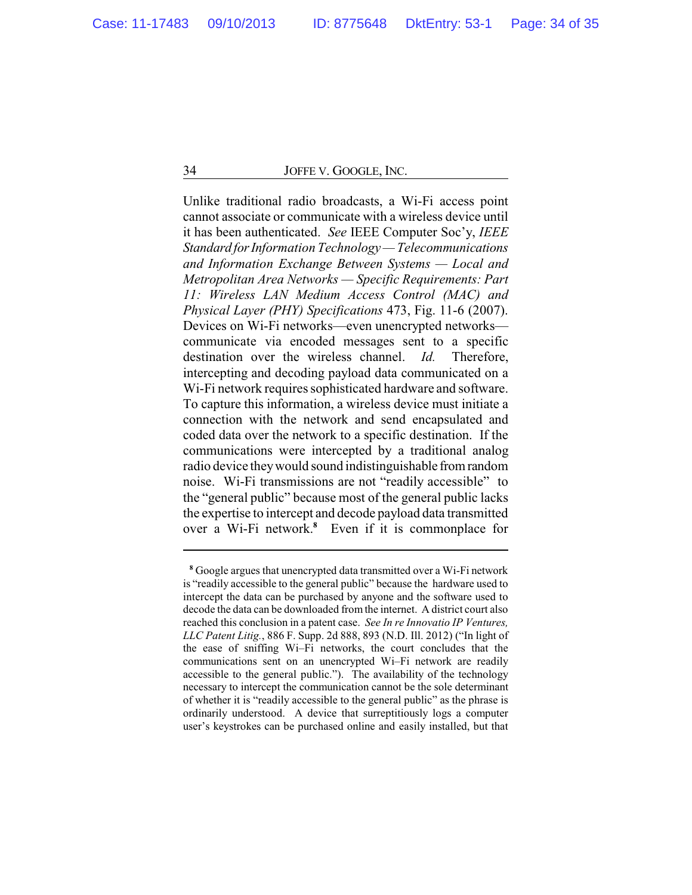Unlike traditional radio broadcasts, a Wi-Fi access point cannot associate or communicate with a wireless device until it has been authenticated. *See* IEEE Computer Soc'y, *IEEE Standard for Information Technology — Telecommunications and Information Exchange Between Systems — Local and Metropolitan Area Networks — Specific Requirements: Part 11: Wireless LAN Medium Access Control (MAC) and Physical Layer (PHY) Specifications* 473, Fig. 11-6 (2007). Devices on Wi-Fi networks—even unencrypted networks—communicate via encoded messages sent to a specific destination over the wireless channel. *Id.* Therefore, intercepting and decoding payload data communicated on a Wi-Fi network requires sophisticated hardware and software. To capture this information, a wireless device must initiate a connection with the network and send encapsulated and coded data over the network to a specific destination. If the communications were intercepted by a traditional analog radio device they would sound indistinguishable from random noise. Wi-Fi transmissions are not "readily accessible" to the "general public" because most of the general public lacks the expertise to intercept and decode payload data transmitted over a Wi-Fi network.[8] Even if it is commonplace for

---

[8] Google argues that unencrypted data transmitted over a Wi-Fi network is "readily accessible to the general public" because the hardware used to intercept the data can be purchased by anyone and the software used to decode the data can be downloaded from the internet. A district court also reached this conclusion in a patent case. *See In re Innovatio IP Ventures, LLC Patent Litig.*, 886 F. Supp. 2d 888, 893 (N.D. Ill. 2012) ("In light of the ease of sniffing Wi–Fi networks, the court concludes that the communications sent on an unencrypted Wi–Fi network are readily accessible to the general public."). The availability of the technology necessary to intercept the communication cannot be the sole determinant of whether it is "readily accessible to the general public" as the phrase is ordinarily understood. A device that surreptitiously logs a computer user's keystrokes can be purchased online and easily installed, but that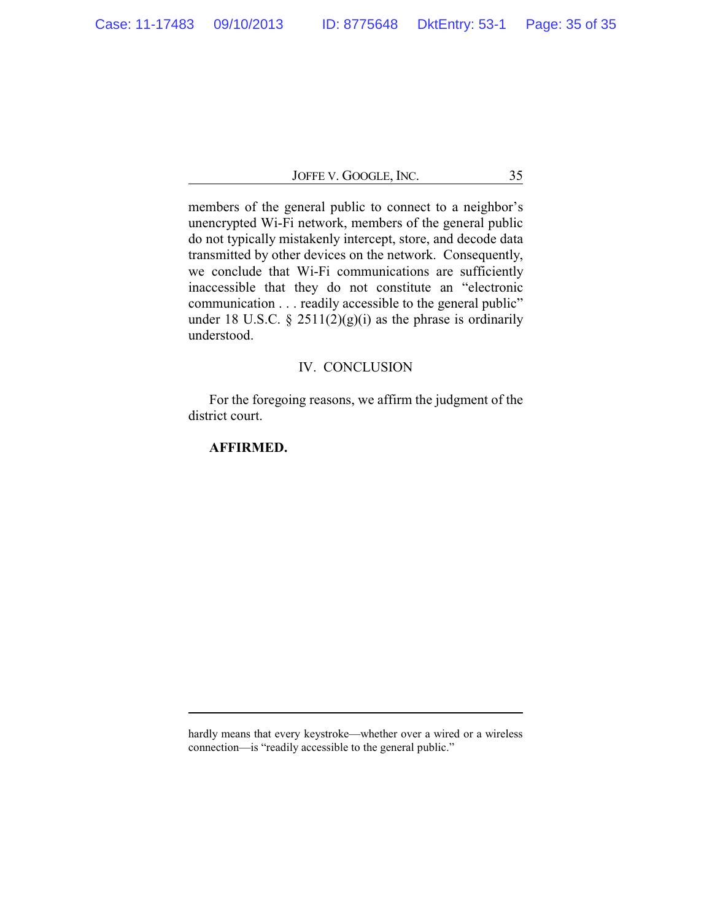members of the general public to connect to a neighbor's unencrypted Wi-Fi network, members of the general public do not typically mistakenly intercept, store, and decode data transmitted by other devices on the network. Consequently, we conclude that Wi-Fi communications are sufficiently inaccessible that they do not constitute an "electronic communication . . . readily accessible to the general public" under 18 U.S.C. § 2511(2)(g)(i) as the phrase is ordinarily understood.

## IV. CONCLUSION

For the foregoing reasons, we affirm the judgment of the district court.

**AFFIRMED.**

---

hardly means that every keystroke—whether over a wired or a wireless connection—is "readily accessible to the general public."